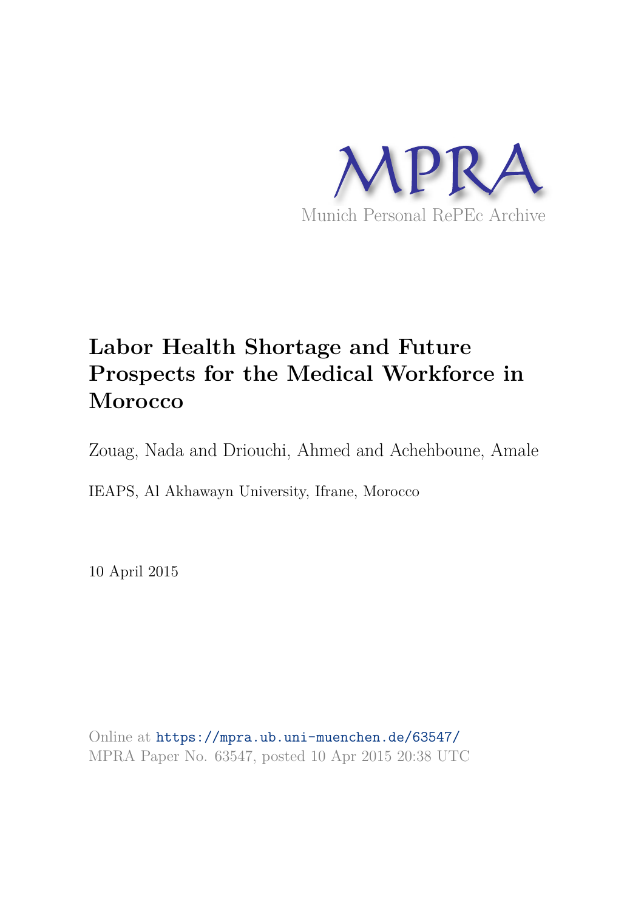MPRA

Munich Personal RePEc Archive

# Labor Health Shortage and Future Prospects for the Medical Workforce in Morocco

Zouag, Nada and Driouchi, Ahmed and Achehboune, Amale

IEAPS, Al Akhawayn University, Ifrane, Morocco

10 April 2015

Online at https://mpra.ub.uni-muenchen.de/63547/
MPRA Paper No. 63547, posted 10 Apr 2015 20:38 UTC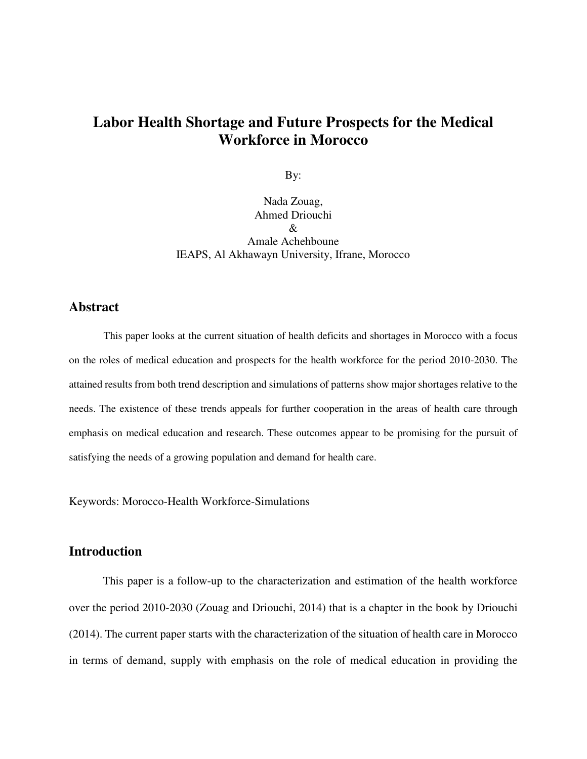# Labor Health Shortage and Future Prospects for the Medical Workforce in Morocco

By:

Nada Zouag,
Ahmed Driouchi
&
Amale Achehboune
IEAPS, Al Akhawayn University, Ifrane, Morocco

## Abstract

This paper looks at the current situation of health deficits and shortages in Morocco with a focus on the roles of medical education and prospects for the health workforce for the period 2010-2030. The attained results from both trend description and simulations of patterns show major shortages relative to the needs. The existence of these trends appeals for further cooperation in the areas of health care through emphasis on medical education and research. These outcomes appear to be promising for the pursuit of satisfying the needs of a growing population and demand for health care.

Keywords: Morocco-Health Workforce-Simulations

## Introduction

This paper is a follow-up to the characterization and estimation of the health workforce over the period 2010-2030 (Zouag and Driouchi, 2014) that is a chapter in the book by Driouchi (2014). The current paper starts with the characterization of the situation of health care in Morocco in terms of demand, supply with emphasis on the role of medical education in providing the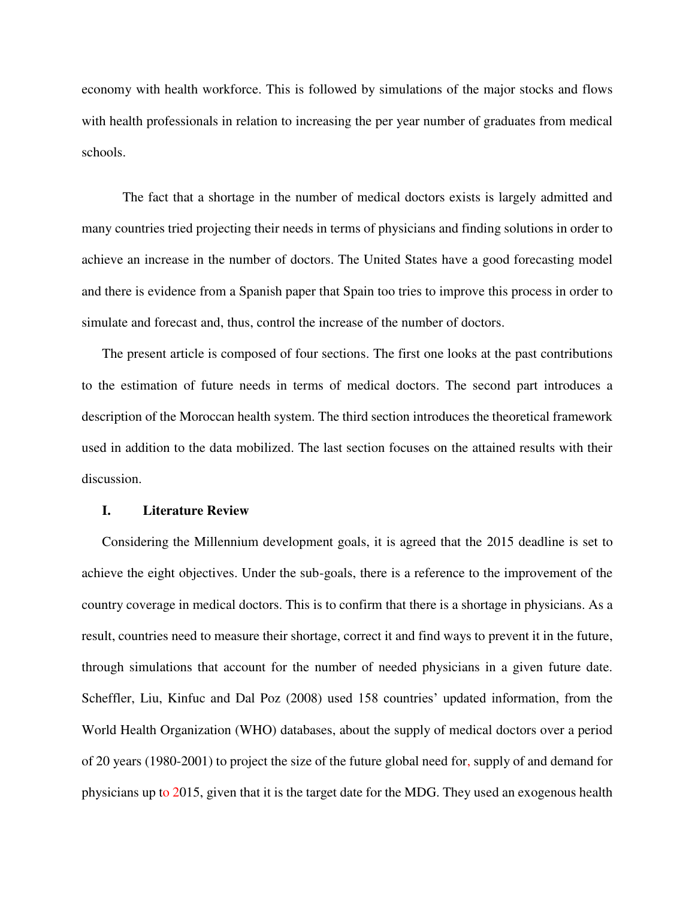economy with health workforce. This is followed by simulations of the major stocks and flows with health professionals in relation to increasing the per year number of graduates from medical schools.

The fact that a shortage in the number of medical doctors exists is largely admitted and many countries tried projecting their needs in terms of physicians and finding solutions in order to achieve an increase in the number of doctors. The United States have a good forecasting model and there is evidence from a Spanish paper that Spain too tries to improve this process in order to simulate and forecast and, thus, control the increase of the number of doctors.

The present article is composed of four sections. The first one looks at the past contributions to the estimation of future needs in terms of medical doctors. The second part introduces a description of the Moroccan health system. The third section introduces the theoretical framework used in addition to the data mobilized. The last section focuses on the attained results with their discussion.

## I. Literature Review

Considering the Millennium development goals, it is agreed that the 2015 deadline is set to achieve the eight objectives. Under the sub-goals, there is a reference to the improvement of the country coverage in medical doctors. This is to confirm that there is a shortage in physicians. As a result, countries need to measure their shortage, correct it and find ways to prevent it in the future, through simulations that account for the number of needed physicians in a given future date. Scheffler, Liu, Kinfuc and Dal Poz (2008) used 158 countries' updated information, from the World Health Organization (WHO) databases, about the supply of medical doctors over a period of 20 years (1980-2001) to project the size of the future global need for, supply of and demand for physicians up to 2015, given that it is the target date for the MDG. They used an exogenous health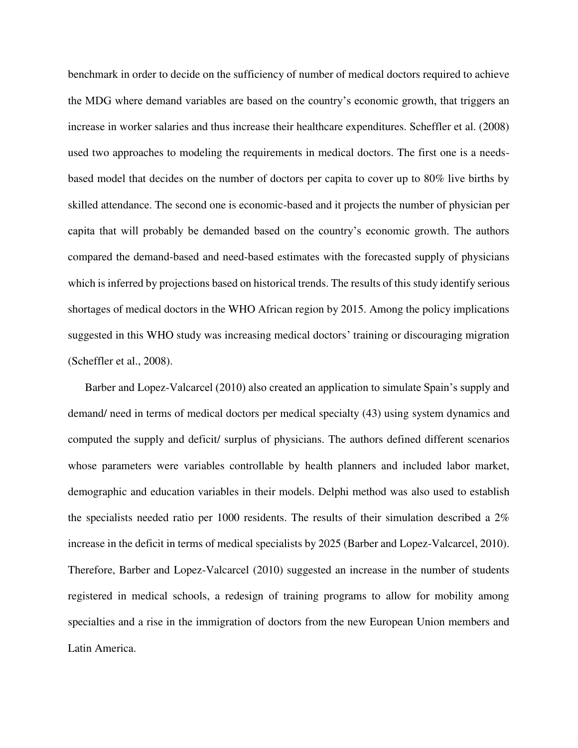benchmark in order to decide on the sufficiency of number of medical doctors required to achieve the MDG where demand variables are based on the country's economic growth, that triggers an increase in worker salaries and thus increase their healthcare expenditures. Scheffler et al. (2008) used two approaches to modeling the requirements in medical doctors. The first one is a needs-based model that decides on the number of doctors per capita to cover up to 80% live births by skilled attendance. The second one is economic-based and it projects the number of physician per capita that will probably be demanded based on the country's economic growth. The authors compared the demand-based and need-based estimates with the forecasted supply of physicians which is inferred by projections based on historical trends. The results of this study identify serious shortages of medical doctors in the WHO African region by 2015. Among the policy implications suggested in this WHO study was increasing medical doctors' training or discouraging migration (Scheffler et al., 2008).

Barber and Lopez-Valcarcel (2010) also created an application to simulate Spain's supply and demand/ need in terms of medical doctors per medical specialty (43) using system dynamics and computed the supply and deficit/ surplus of physicians. The authors defined different scenarios whose parameters were variables controllable by health planners and included labor market, demographic and education variables in their models. Delphi method was also used to establish the specialists needed ratio per 1000 residents. The results of their simulation described a 2% increase in the deficit in terms of medical specialists by 2025 (Barber and Lopez-Valcarcel, 2010). Therefore, Barber and Lopez-Valcarcel (2010) suggested an increase in the number of students registered in medical schools, a redesign of training programs to allow for mobility among specialties and a rise in the immigration of doctors from the new European Union members and Latin America.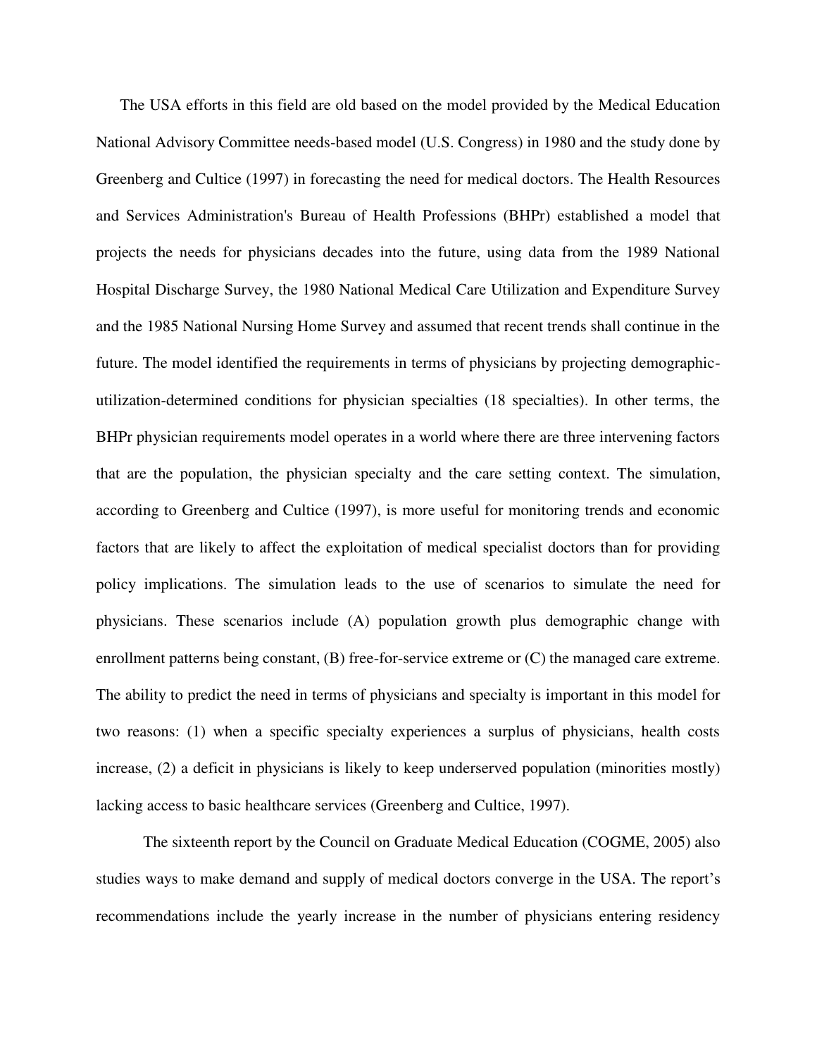The USA efforts in this field are old based on the model provided by the Medical Education National Advisory Committee needs-based model (U.S. Congress) in 1980 and the study done by Greenberg and Cultice (1997) in forecasting the need for medical doctors. The Health Resources and Services Administration's Bureau of Health Professions (BHPr) established a model that projects the needs for physicians decades into the future, using data from the 1989 National Hospital Discharge Survey, the 1980 National Medical Care Utilization and Expenditure Survey and the 1985 National Nursing Home Survey and assumed that recent trends shall continue in the future. The model identified the requirements in terms of physicians by projecting demographic-utilization-determined conditions for physician specialties (18 specialties). In other terms, the BHPr physician requirements model operates in a world where there are three intervening factors that are the population, the physician specialty and the care setting context. The simulation, according to Greenberg and Cultice (1997), is more useful for monitoring trends and economic factors that are likely to affect the exploitation of medical specialist doctors than for providing policy implications. The simulation leads to the use of scenarios to simulate the need for physicians. These scenarios include (A) population growth plus demographic change with enrollment patterns being constant, (B) free-for-service extreme or (C) the managed care extreme. The ability to predict the need in terms of physicians and specialty is important in this model for two reasons: (1) when a specific specialty experiences a surplus of physicians, health costs increase, (2) a deficit in physicians is likely to keep underserved population (minorities mostly) lacking access to basic healthcare services (Greenberg and Cultice, 1997).

The sixteenth report by the Council on Graduate Medical Education (COGME, 2005) also studies ways to make demand and supply of medical doctors converge in the USA. The report's recommendations include the yearly increase in the number of physicians entering residency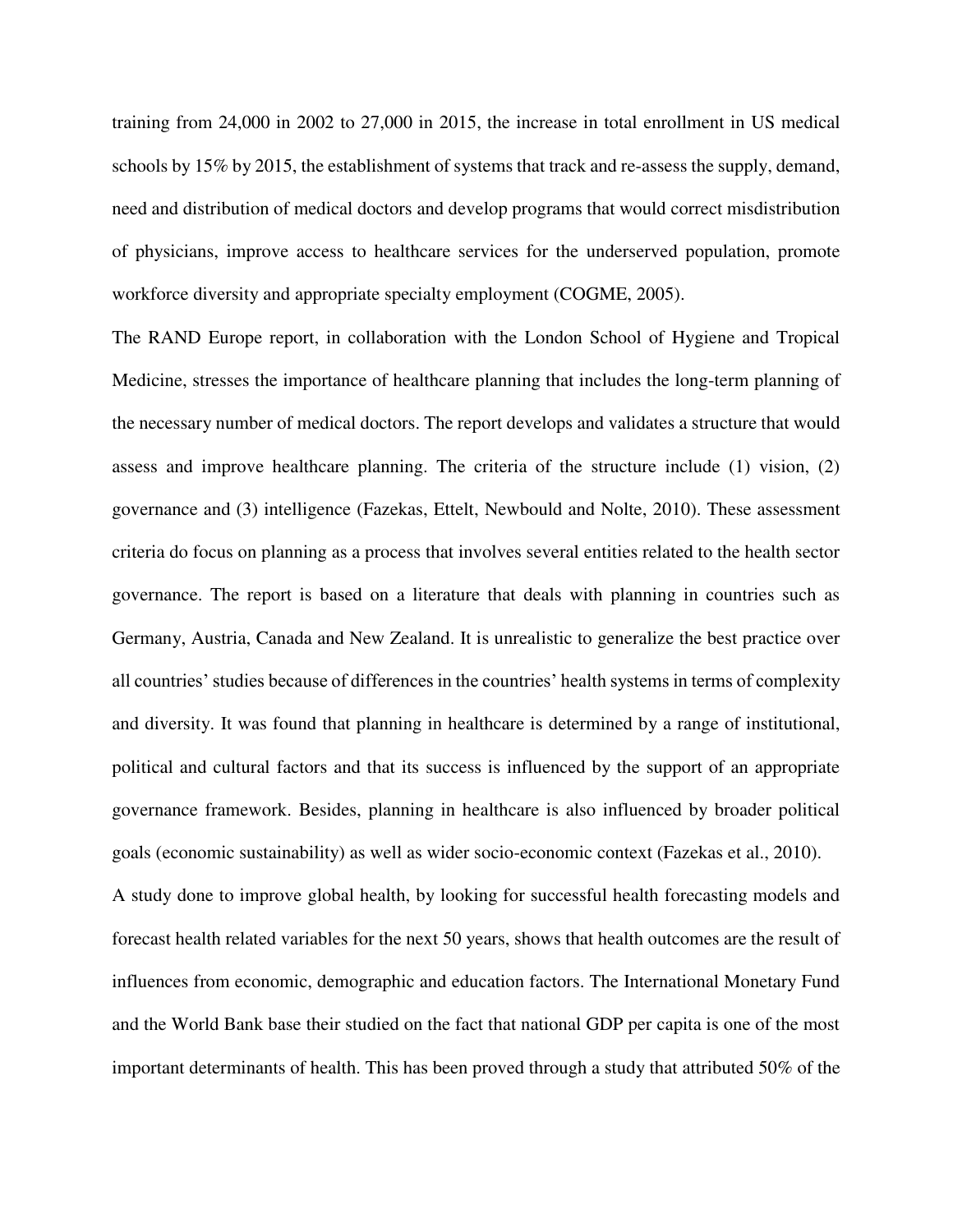training from 24,000 in 2002 to 27,000 in 2015, the increase in total enrollment in US medical schools by 15% by 2015, the establishment of systems that track and re-assess the supply, demand, need and distribution of medical doctors and develop programs that would correct misdistribution of physicians, improve access to healthcare services for the underserved population, promote workforce diversity and appropriate specialty employment (COGME, 2005).

The RAND Europe report, in collaboration with the London School of Hygiene and Tropical Medicine, stresses the importance of healthcare planning that includes the long-term planning of the necessary number of medical doctors. The report develops and validates a structure that would assess and improve healthcare planning. The criteria of the structure include (1) vision, (2) governance and (3) intelligence (Fazekas, Ettelt, Newbould and Nolte, 2010). These assessment criteria do focus on planning as a process that involves several entities related to the health sector governance. The report is based on a literature that deals with planning in countries such as Germany, Austria, Canada and New Zealand. It is unrealistic to generalize the best practice over all countries' studies because of differences in the countries' health systems in terms of complexity and diversity. It was found that planning in healthcare is determined by a range of institutional, political and cultural factors and that its success is influenced by the support of an appropriate governance framework. Besides, planning in healthcare is also influenced by broader political goals (economic sustainability) as well as wider socio-economic context (Fazekas et al., 2010).

A study done to improve global health, by looking for successful health forecasting models and forecast health related variables for the next 50 years, shows that health outcomes are the result of influences from economic, demographic and education factors. The International Monetary Fund and the World Bank base their studied on the fact that national GDP per capita is one of the most important determinants of health. This has been proved through a study that attributed 50% of the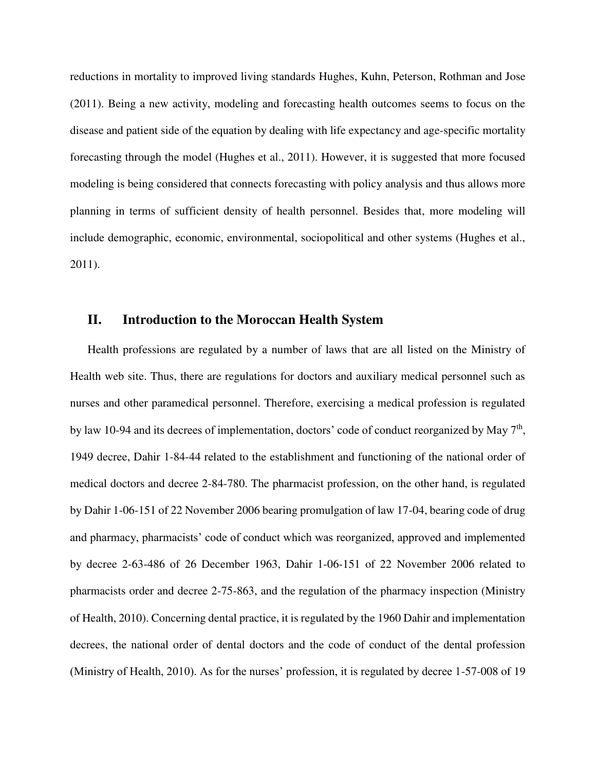reductions in mortality to improved living standards Hughes, Kuhn, Peterson, Rothman and Jose (2011). Being a new activity, modeling and forecasting health outcomes seems to focus on the disease and patient side of the equation by dealing with life expectancy and age-specific mortality forecasting through the model (Hughes et al., 2011). However, it is suggested that more focused modeling is being considered that connects forecasting with policy analysis and thus allows more planning in terms of sufficient density of health personnel. Besides that, more modeling will include demographic, economic, environmental, sociopolitical and other systems (Hughes et al., 2011).

## II. Introduction to the Moroccan Health System

Health professions are regulated by a number of laws that are all listed on the Ministry of Health web site. Thus, there are regulations for doctors and auxiliary medical personnel such as nurses and other paramedical personnel. Therefore, exercising a medical profession is regulated by law 10-94 and its decrees of implementation, doctors' code of conduct reorganized by May 7th, 1949 decree, Dahir 1-84-44 related to the establishment and functioning of the national order of medical doctors and decree 2-84-780. The pharmacist profession, on the other hand, is regulated by Dahir 1-06-151 of 22 November 2006 bearing promulgation of law 17-04, bearing code of drug and pharmacy, pharmacists' code of conduct which was reorganized, approved and implemented by decree 2-63-486 of 26 December 1963, Dahir 1-06-151 of 22 November 2006 related to pharmacists order and decree 2-75-863, and the regulation of the pharmacy inspection (Ministry of Health, 2010). Concerning dental practice, it is regulated by the 1960 Dahir and implementation decrees, the national order of dental doctors and the code of conduct of the dental profession (Ministry of Health, 2010). As for the nurses' profession, it is regulated by decree 1-57-008 of 19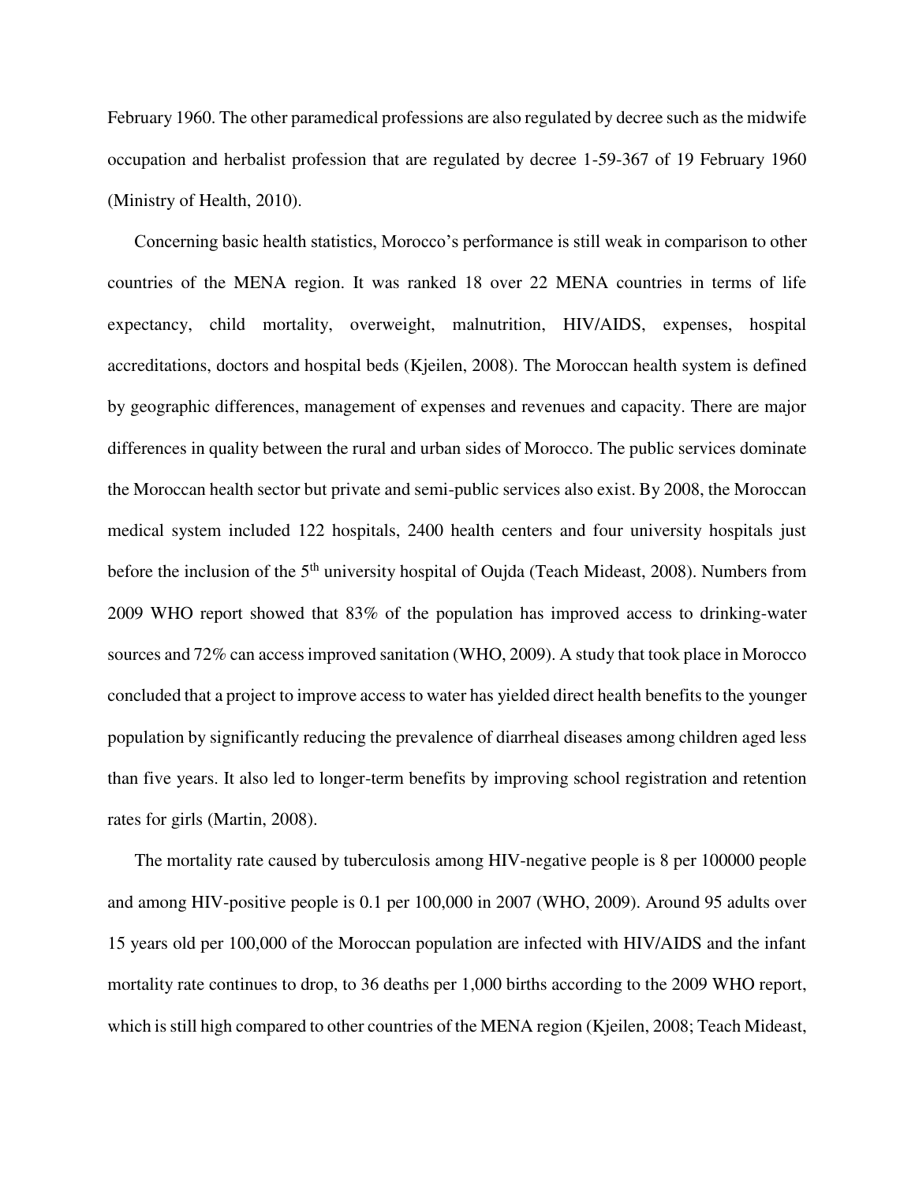February 1960. The other paramedical professions are also regulated by decree such as the midwife occupation and herbalist profession that are regulated by decree 1-59-367 of 19 February 1960 (Ministry of Health, 2010).

Concerning basic health statistics, Morocco's performance is still weak in comparison to other countries of the MENA region. It was ranked 18 over 22 MENA countries in terms of life expectancy, child mortality, overweight, malnutrition, HIV/AIDS, expenses, hospital accreditations, doctors and hospital beds (Kjeilen, 2008). The Moroccan health system is defined by geographic differences, management of expenses and revenues and capacity. There are major differences in quality between the rural and urban sides of Morocco. The public services dominate the Moroccan health sector but private and semi-public services also exist. By 2008, the Moroccan medical system included 122 hospitals, 2400 health centers and four university hospitals just before the inclusion of the 5th university hospital of Oujda (Teach Mideast, 2008). Numbers from 2009 WHO report showed that 83% of the population has improved access to drinking-water sources and 72% can access improved sanitation (WHO, 2009). A study that took place in Morocco concluded that a project to improve access to water has yielded direct health benefits to the younger population by significantly reducing the prevalence of diarrheal diseases among children aged less than five years. It also led to longer-term benefits by improving school registration and retention rates for girls (Martin, 2008).

The mortality rate caused by tuberculosis among HIV-negative people is 8 per 100000 people and among HIV-positive people is 0.1 per 100,000 in 2007 (WHO, 2009). Around 95 adults over 15 years old per 100,000 of the Moroccan population are infected with HIV/AIDS and the infant mortality rate continues to drop, to 36 deaths per 1,000 births according to the 2009 WHO report, which is still high compared to other countries of the MENA region (Kjeilen, 2008; Teach Mideast,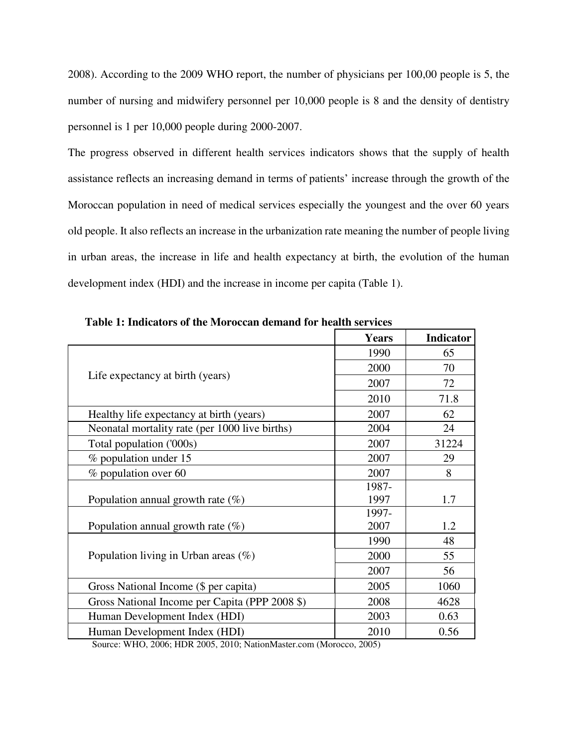2008). According to the 2009 WHO report, the number of physicians per 100,00 people is 5, the number of nursing and midwifery personnel per 10,000 people is 8 and the density of dentistry personnel is 1 per 10,000 people during 2000-2007.

The progress observed in different health services indicators shows that the supply of health assistance reflects an increasing demand in terms of patients' increase through the growth of the Moroccan population in need of medical services especially the youngest and the over 60 years old people. It also reflects an increase in the urbanization rate meaning the number of people living in urban areas, the increase in life and health expectancy at birth, the evolution of the human development index (HDI) and the increase in income per capita (Table 1).

**Table 1: Indicators of the Moroccan demand for health services**

| | Years | Indicator |
|---|---|---|
| Life expectancy at birth (years) | 1990 | 65 |
| | 2000 | 70 |
| | 2007 | 72 |
| | 2010 | 71.8 |
| Healthy life expectancy at birth (years) | 2007 | 62 |
| Neonatal mortality rate (per 1000 live births) | 2004 | 24 |
| Total population ('000s) | 2007 | 31224 |
| % population under 15 | 2007 | 29 |
| % population over 60 | 2007 | 8 |
| Population annual growth rate (%) | 1987-1997 | 1.7 |
| Population annual growth rate (%) | 1997-2007 | 1.2 |
| Population living in Urban areas (%) | 1990 | 48 |
| | 2000 | 55 |
| | 2007 | 56 |
| Gross National Income ($ per capita) | 2005 | 1060 |
| Gross National Income per Capita (PPP 2008 $) | 2008 | 4628 |
| Human Development Index (HDI) | 2003 | 0.63 |
| Human Development Index (HDI) | 2010 | 0.56 |

Source: WHO, 2006; HDR 2005, 2010; NationMaster.com (Morocco, 2005)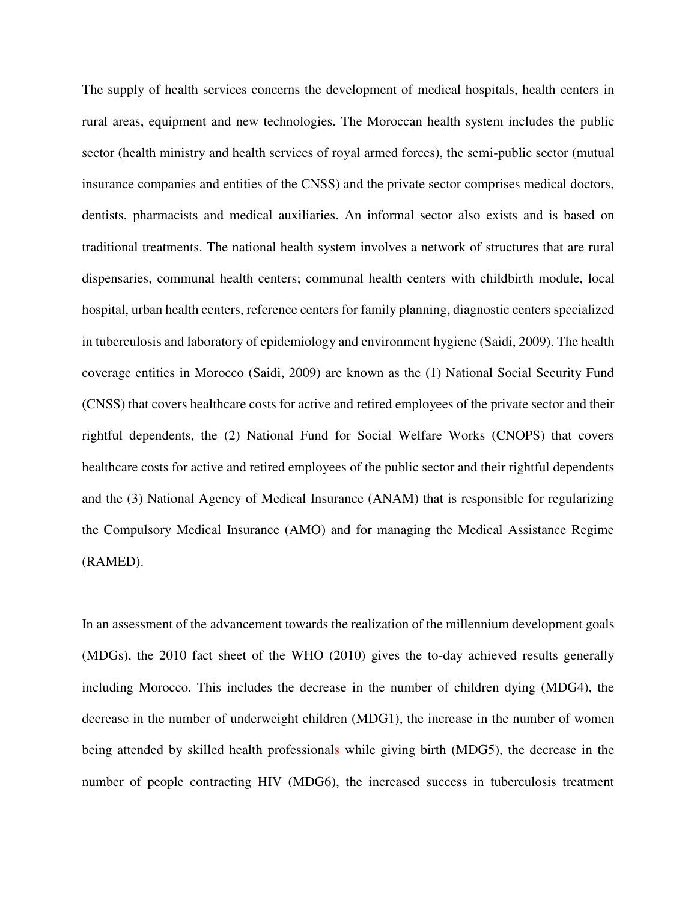The supply of health services concerns the development of medical hospitals, health centers in rural areas, equipment and new technologies. The Moroccan health system includes the public sector (health ministry and health services of royal armed forces), the semi-public sector (mutual insurance companies and entities of the CNSS) and the private sector comprises medical doctors, dentists, pharmacists and medical auxiliaries. An informal sector also exists and is based on traditional treatments. The national health system involves a network of structures that are rural dispensaries, communal health centers; communal health centers with childbirth module, local hospital, urban health centers, reference centers for family planning, diagnostic centers specialized in tuberculosis and laboratory of epidemiology and environment hygiene (Saidi, 2009). The health coverage entities in Morocco (Saidi, 2009) are known as the (1) National Social Security Fund (CNSS) that covers healthcare costs for active and retired employees of the private sector and their rightful dependents, the (2) National Fund for Social Welfare Works (CNOPS) that covers healthcare costs for active and retired employees of the public sector and their rightful dependents and the (3) National Agency of Medical Insurance (ANAM) that is responsible for regularizing the Compulsory Medical Insurance (AMO) and for managing the Medical Assistance Regime (RAMED).

In an assessment of the advancement towards the realization of the millennium development goals (MDGs), the 2010 fact sheet of the WHO (2010) gives the to-day achieved results generally including Morocco. This includes the decrease in the number of children dying (MDG4), the decrease in the number of underweight children (MDG1), the increase in the number of women being attended by skilled health professionals while giving birth (MDG5), the decrease in the number of people contracting HIV (MDG6), the increased success in tuberculosis treatment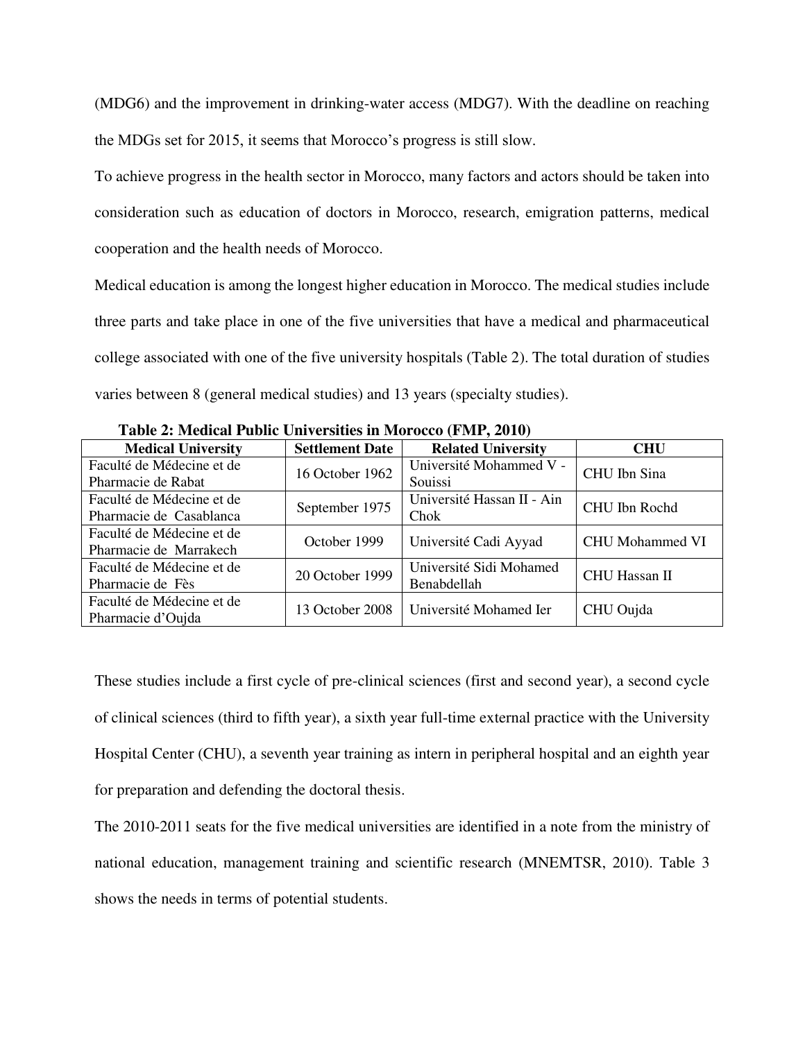(MDG6) and the improvement in drinking-water access (MDG7). With the deadline on reaching the MDGs set for 2015, it seems that Morocco's progress is still slow.

To achieve progress in the health sector in Morocco, many factors and actors should be taken into consideration such as education of doctors in Morocco, research, emigration patterns, medical cooperation and the health needs of Morocco.

Medical education is among the longest higher education in Morocco. The medical studies include three parts and take place in one of the five universities that have a medical and pharmaceutical college associated with one of the five university hospitals (Table 2). The total duration of studies varies between 8 (general medical studies) and 13 years (specialty studies).

**Table 2: Medical Public Universities in Morocco (FMP, 2010)**

| Medical University | Settlement Date | Related University | CHU |
|---|---|---|---|
| Faculté de Médecine et de Pharmacie de Rabat | 16 October 1962 | Université Mohammed V - Souissi | CHU Ibn Sina |
| Faculté de Médecine et de Pharmacie de Casablanca | September 1975 | Université Hassan II - Ain Chok | CHU Ibn Rochd |
| Faculté de Médecine et de Pharmacie de Marrakech | October 1999 | Université Cadi Ayyad | CHU Mohammed VI |
| Faculté de Médecine et de Pharmacie de Fès | 20 October 1999 | Université Sidi Mohamed Benabdellah | CHU Hassan II |
| Faculté de Médecine et de Pharmacie d'Oujda | 13 October 2008 | Université Mohamed Ier | CHU Oujda |

These studies include a first cycle of pre-clinical sciences (first and second year), a second cycle of clinical sciences (third to fifth year), a sixth year full-time external practice with the University Hospital Center (CHU), a seventh year training as intern in peripheral hospital and an eighth year for preparation and defending the doctoral thesis.

The 2010-2011 seats for the five medical universities are identified in a note from the ministry of national education, management training and scientific research (MNEMTSR, 2010). Table 3 shows the needs in terms of potential students.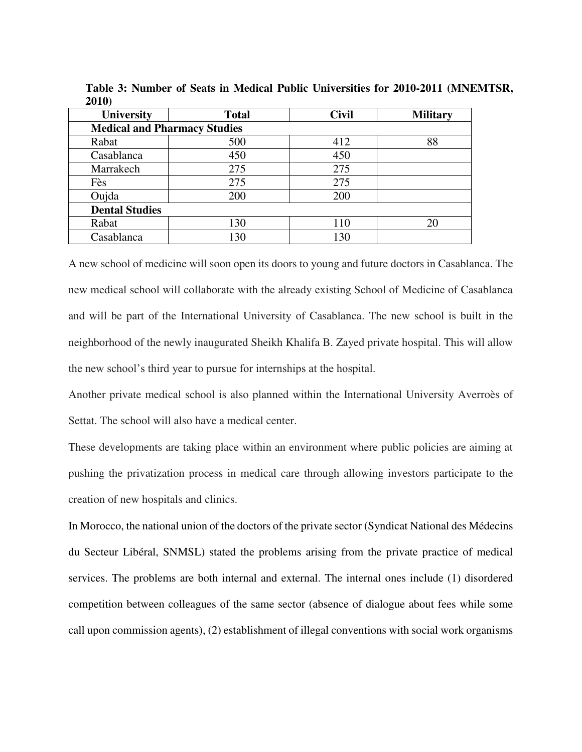**Table 3: Number of Seats in Medical Public Universities for 2010-2011 (MNEMTSR, 2010)**

| University | Total | Civil | Military |
|---|---|---|---|
| **Medical and Pharmacy Studies** | | | |
| Rabat | 500 | 412 | 88 |
| Casablanca | 450 | 450 | |
| Marrakech | 275 | 275 | |
| Fès | 275 | 275 | |
| Oujda | 200 | 200 | |
| **Dental Studies** | | | |
| Rabat | 130 | 110 | 20 |
| Casablanca | 130 | 130 | |

A new school of medicine will soon open its doors to young and future doctors in Casablanca. The new medical school will collaborate with the already existing School of Medicine of Casablanca and will be part of the International University of Casablanca. The new school is built in the neighborhood of the newly inaugurated Sheikh Khalifa B. Zayed private hospital. This will allow the new school's third year to pursue for internships at the hospital.

Another private medical school is also planned within the International University Averroès of Settat. The school will also have a medical center.

These developments are taking place within an environment where public policies are aiming at pushing the privatization process in medical care through allowing investors participate to the creation of new hospitals and clinics.

In Morocco, the national union of the doctors of the private sector (Syndicat National des Médecins du Secteur Libéral, SNMSL) stated the problems arising from the private practice of medical services. The problems are both internal and external. The internal ones include (1) disordered competition between colleagues of the same sector (absence of dialogue about fees while some call upon commission agents), (2) establishment of illegal conventions with social work organisms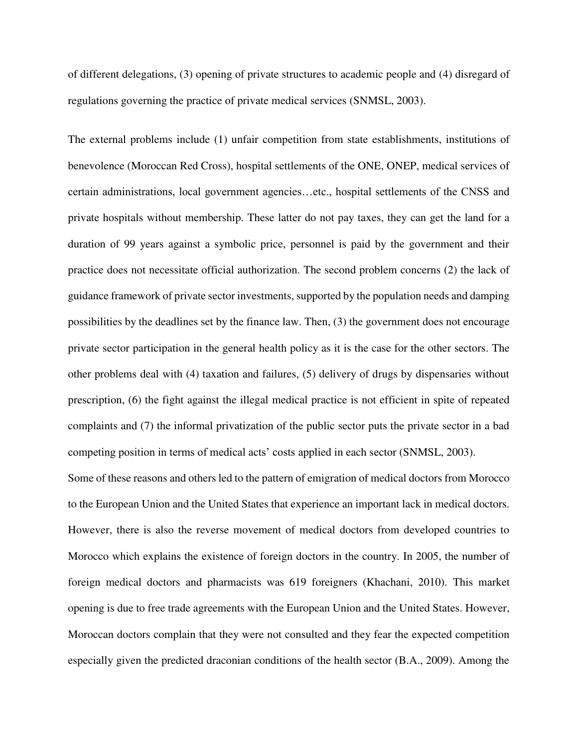of different delegations, (3) opening of private structures to academic people and (4) disregard of regulations governing the practice of private medical services (SNMSL, 2003).

The external problems include (1) unfair competition from state establishments, institutions of benevolence (Moroccan Red Cross), hospital settlements of the ONE, ONEP, medical services of certain administrations, local government agencies…etc., hospital settlements of the CNSS and private hospitals without membership. These latter do not pay taxes, they can get the land for a duration of 99 years against a symbolic price, personnel is paid by the government and their practice does not necessitate official authorization. The second problem concerns (2) the lack of guidance framework of private sector investments, supported by the population needs and damping possibilities by the deadlines set by the finance law. Then, (3) the government does not encourage private sector participation in the general health policy as it is the case for the other sectors. The other problems deal with (4) taxation and failures, (5) delivery of drugs by dispensaries without prescription, (6) the fight against the illegal medical practice is not efficient in spite of repeated complaints and (7) the informal privatization of the public sector puts the private sector in a bad competing position in terms of medical acts' costs applied in each sector (SNMSL, 2003).

Some of these reasons and others led to the pattern of emigration of medical doctors from Morocco to the European Union and the United States that experience an important lack in medical doctors. However, there is also the reverse movement of medical doctors from developed countries to Morocco which explains the existence of foreign doctors in the country. In 2005, the number of foreign medical doctors and pharmacists was 619 foreigners (Khachani, 2010). This market opening is due to free trade agreements with the European Union and the United States. However, Moroccan doctors complain that they were not consulted and they fear the expected competition especially given the predicted draconian conditions of the health sector (B.A., 2009). Among the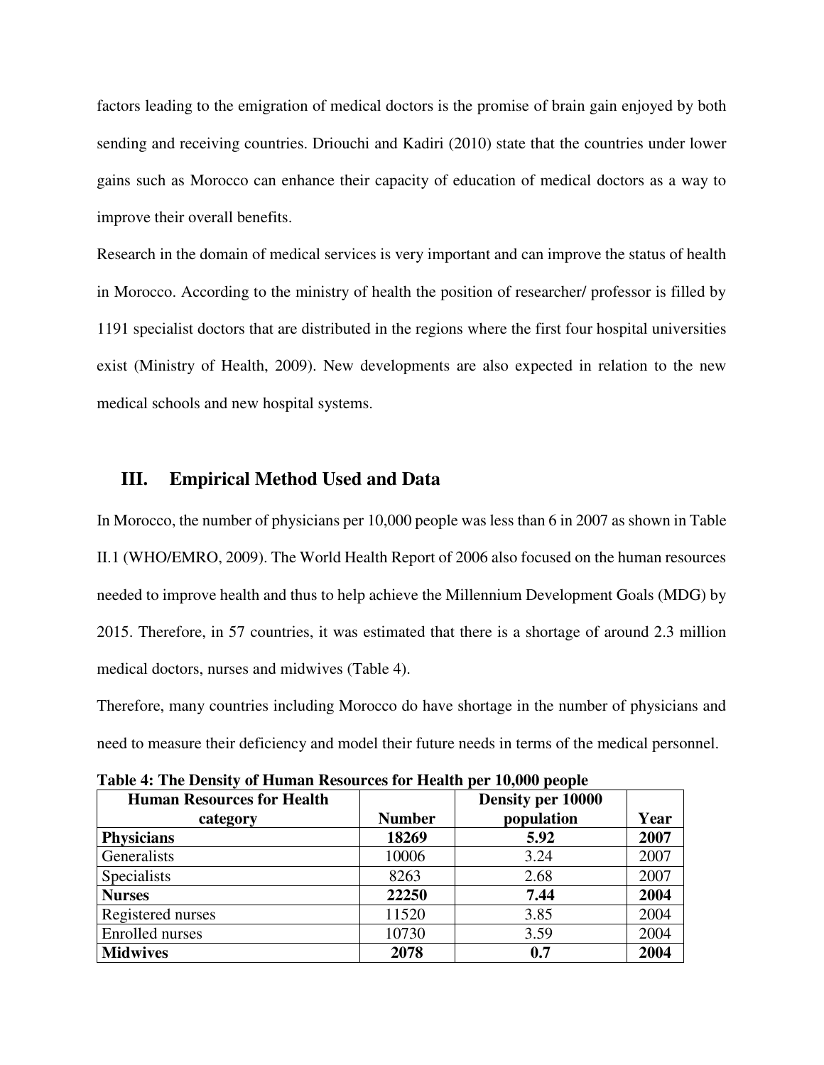factors leading to the emigration of medical doctors is the promise of brain gain enjoyed by both sending and receiving countries. Driouchi and Kadiri (2010) state that the countries under lower gains such as Morocco can enhance their capacity of education of medical doctors as a way to improve their overall benefits.

Research in the domain of medical services is very important and can improve the status of health in Morocco. According to the ministry of health the position of researcher/ professor is filled by 1191 specialist doctors that are distributed in the regions where the first four hospital universities exist (Ministry of Health, 2009). New developments are also expected in relation to the new medical schools and new hospital systems.

## III. Empirical Method Used and Data

In Morocco, the number of physicians per 10,000 people was less than 6 in 2007 as shown in Table II.1 (WHO/EMRO, 2009). The World Health Report of 2006 also focused on the human resources needed to improve health and thus to help achieve the Millennium Development Goals (MDG) by 2015. Therefore, in 57 countries, it was estimated that there is a shortage of around 2.3 million medical doctors, nurses and midwives (Table 4).

Therefore, many countries including Morocco do have shortage in the number of physicians and need to measure their deficiency and model their future needs in terms of the medical personnel.

**Table 4: The Density of Human Resources for Health per 10,000 people**

| Human Resources for Health category | Number | Density per 10000 population | Year |
|---|---|---|---|
| **Physicians** | **18269** | **5.92** | **2007** |
| Generalists | 10006 | 3.24 | 2007 |
| Specialists | 8263 | 2.68 | 2007 |
| **Nurses** | **22250** | **7.44** | **2004** |
| Registered nurses | 11520 | 3.85 | 2004 |
| Enrolled nurses | 10730 | 3.59 | 2004 |
| **Midwives** | **2078** | **0.7** | **2004** |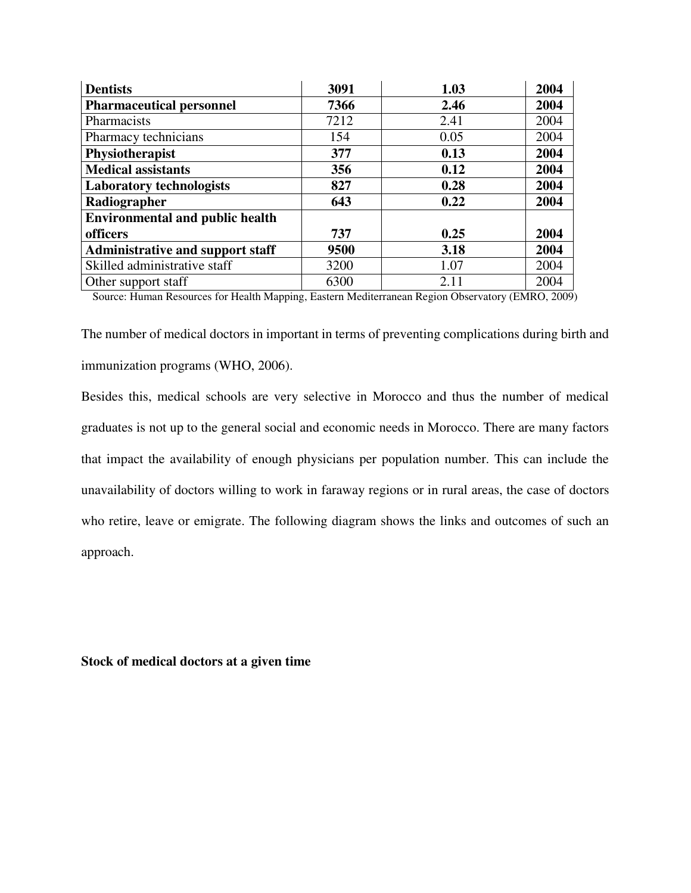| **Dentists** | **3091** | **1.03** | **2004** |
|---|---|---|---|
| **Pharmaceutical personnel** | **7366** | **2.46** | **2004** |
| Pharmacists | 7212 | 2.41 | 2004 |
| Pharmacy technicians | 154 | 0.05 | 2004 |
| **Physiotherapist** | **377** | **0.13** | **2004** |
| **Medical assistants** | **356** | **0.12** | **2004** |
| **Laboratory technologists** | **827** | **0.28** | **2004** |
| **Radiographer** | **643** | **0.22** | **2004** |
| **Environmental and public health officers** | **737** | **0.25** | **2004** |
| **Administrative and support staff** | **9500** | **3.18** | **2004** |
| Skilled administrative staff | 3200 | 1.07 | 2004 |
| Other support staff | 6300 | 2.11 | 2004 |

Source: Human Resources for Health Mapping, Eastern Mediterranean Region Observatory (EMRO, 2009)

The number of medical doctors in important in terms of preventing complications during birth and immunization programs (WHO, 2006).

Besides this, medical schools are very selective in Morocco and thus the number of medical graduates is not up to the general social and economic needs in Morocco. There are many factors that impact the availability of enough physicians per population number. This can include the unavailability of doctors willing to work in faraway regions or in rural areas, the case of doctors who retire, leave or emigrate. The following diagram shows the links and outcomes of such an approach.

**Stock of medical doctors at a given time**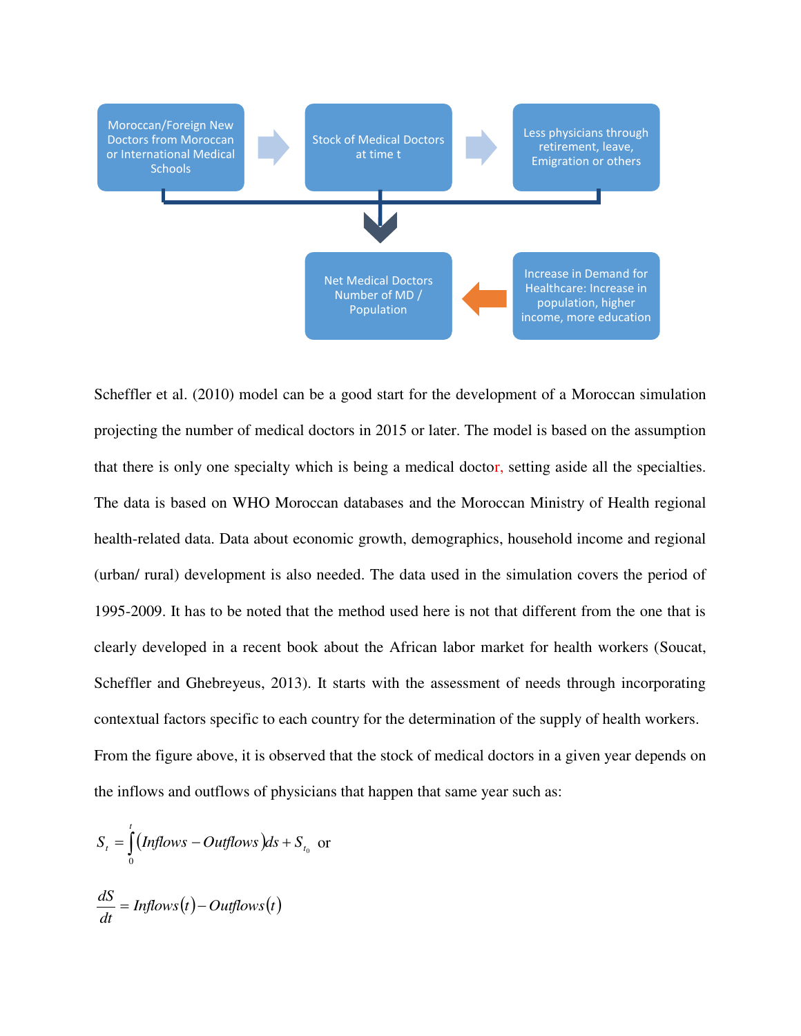Moroccan/Foreign New Doctors from Moroccan or International Medical Schools

Stock of Medical Doctors at time t

Less physicians through retirement, leave, Emigration or others

Net Medical Doctors Number of MD / Population

Increase in Demand for Healthcare: Increase in population, higher income, more education

Scheffler et al. (2010) model can be a good start for the development of a Moroccan simulation projecting the number of medical doctors in 2015 or later. The model is based on the assumption that there is only one specialty which is being a medical doctor, setting aside all the specialties. The data is based on WHO Moroccan databases and the Moroccan Ministry of Health regional health-related data. Data about economic growth, demographics, household income and regional (urban/ rural) development is also needed. The data used in the simulation covers the period of 1995-2009. It has to be noted that the method used here is not that different from the one that is clearly developed in a recent book about the African labor market for health workers (Soucat, Scheffler and Ghebreyeus, 2013). It starts with the assessment of needs through incorporating contextual factors specific to each country for the determination of the supply of health workers.

From the figure above, it is observed that the stock of medical doctors in a given year depends on the inflows and outflows of physicians that happen that same year such as:

$$S_t = \int_0^t (Inflows - Outflows)ds + S_{t_0} \text{ or}$$

$$\frac{dS}{dt} = Inflows(t) - Outflows(t)$$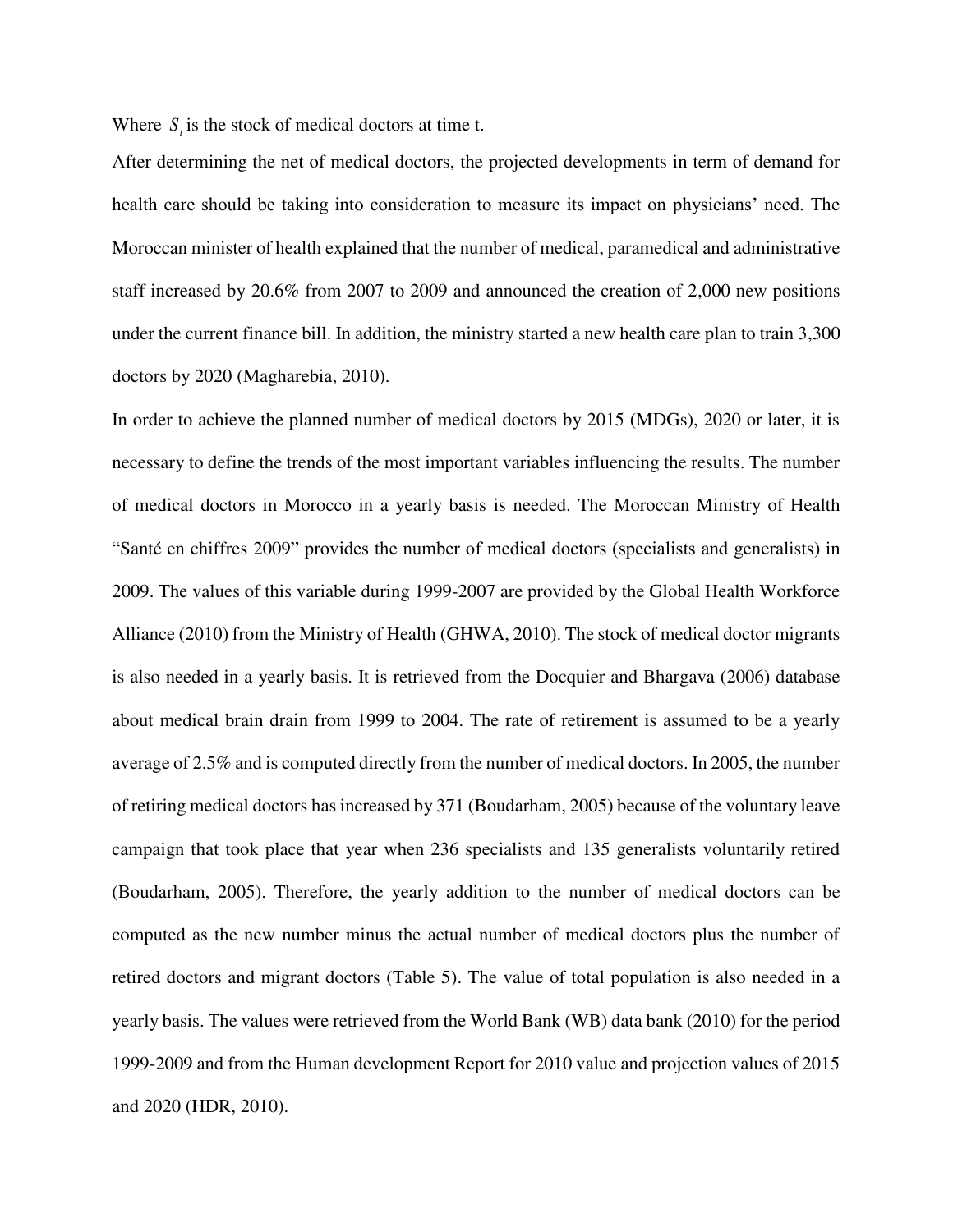Where $S_t$ is the stock of medical doctors at time t.

After determining the net of medical doctors, the projected developments in term of demand for health care should be taking into consideration to measure its impact on physicians' need. The Moroccan minister of health explained that the number of medical, paramedical and administrative staff increased by 20.6% from 2007 to 2009 and announced the creation of 2,000 new positions under the current finance bill. In addition, the ministry started a new health care plan to train 3,300 doctors by 2020 (Magharebia, 2010).

In order to achieve the planned number of medical doctors by 2015 (MDGs), 2020 or later, it is necessary to define the trends of the most important variables influencing the results. The number of medical doctors in Morocco in a yearly basis is needed. The Moroccan Ministry of Health "Santé en chiffres 2009" provides the number of medical doctors (specialists and generalists) in 2009. The values of this variable during 1999-2007 are provided by the Global Health Workforce Alliance (2010) from the Ministry of Health (GHWA, 2010). The stock of medical doctor migrants is also needed in a yearly basis. It is retrieved from the Docquier and Bhargava (2006) database about medical brain drain from 1999 to 2004. The rate of retirement is assumed to be a yearly average of 2.5% and is computed directly from the number of medical doctors. In 2005, the number of retiring medical doctors has increased by 371 (Boudarham, 2005) because of the voluntary leave campaign that took place that year when 236 specialists and 135 generalists voluntarily retired (Boudarham, 2005). Therefore, the yearly addition to the number of medical doctors can be computed as the new number minus the actual number of medical doctors plus the number of retired doctors and migrant doctors (Table 5). The value of total population is also needed in a yearly basis. The values were retrieved from the World Bank (WB) data bank (2010) for the period 1999-2009 and from the Human development Report for 2010 value and projection values of 2015 and 2020 (HDR, 2010).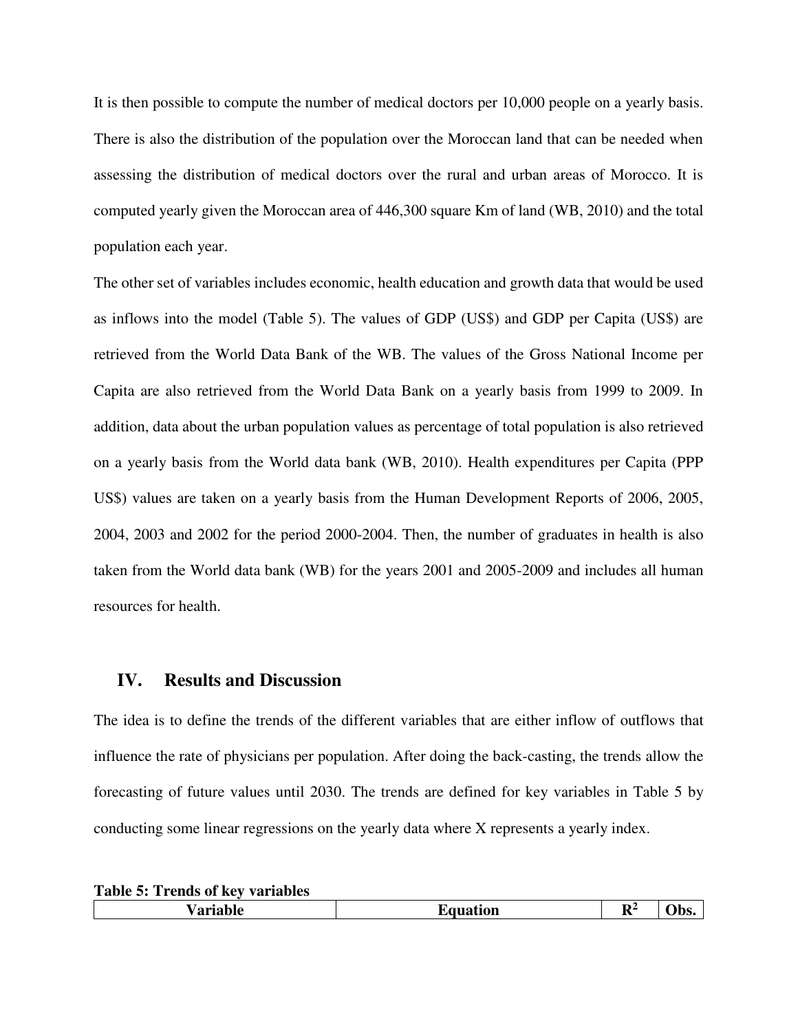It is then possible to compute the number of medical doctors per 10,000 people on a yearly basis. There is also the distribution of the population over the Moroccan land that can be needed when assessing the distribution of medical doctors over the rural and urban areas of Morocco. It is computed yearly given the Moroccan area of 446,300 square Km of land (WB, 2010) and the total population each year.

The other set of variables includes economic, health education and growth data that would be used as inflows into the model (Table 5). The values of GDP (US$) and GDP per Capita (US$) are retrieved from the World Data Bank of the WB. The values of the Gross National Income per Capita are also retrieved from the World Data Bank on a yearly basis from 1999 to 2009. In addition, data about the urban population values as percentage of total population is also retrieved on a yearly basis from the World data bank (WB, 2010). Health expenditures per Capita (PPP US$) values are taken on a yearly basis from the Human Development Reports of 2006, 2005, 2004, 2003 and 2002 for the period 2000-2004. Then, the number of graduates in health is also taken from the World data bank (WB) for the years 2001 and 2005-2009 and includes all human resources for health.

## IV. Results and Discussion

The idea is to define the trends of the different variables that are either inflow of outflows that influence the rate of physicians per population. After doing the back-casting, the trends allow the forecasting of future values until 2030. The trends are defined for key variables in Table 5 by conducting some linear regressions on the yearly data where X represents a yearly index.

**Table 5: Trends of key variables**

| Variable | Equation | $R^2$ | Obs. |
|---|---|---|---|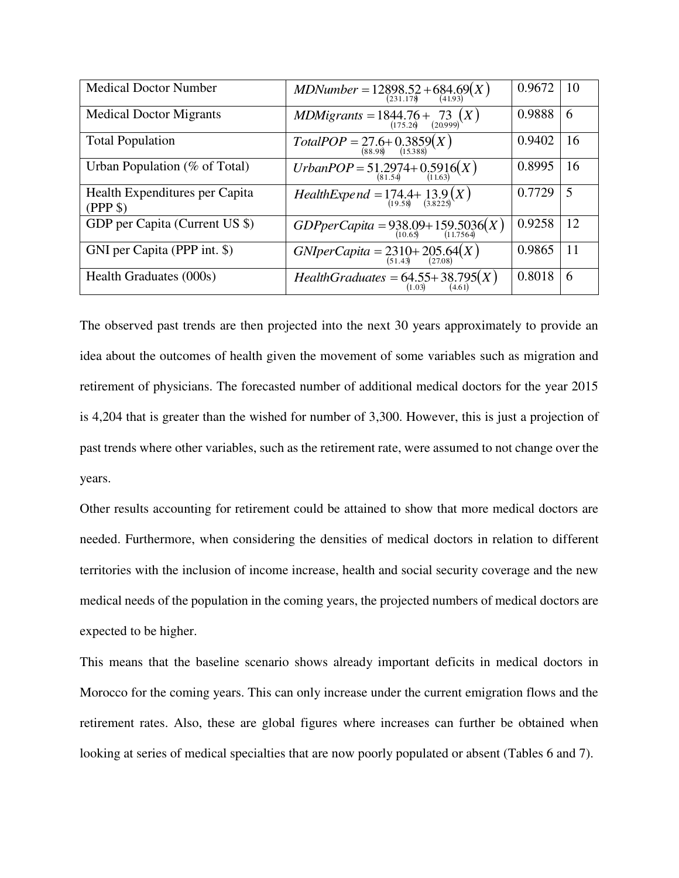| Medical Doctor Number | $MDNumber = \underset{(231.178)}{12898.52} + \underset{(41.93)}{684.69}(X)$ | 0.9672 | 10 |
|---|---|---|---|
| Medical Doctor Migrants | $MDMigrants = \underset{(175.26)}{1844.76} + \underset{(20.999)}{73}(X)$ | 0.9888 | 6 |
| Total Population | $TotalPOP = \underset{(88.98)}{27.6} + \underset{(15.388)}{0.3859}(X)$ | 0.9402 | 16 |
| Urban Population (% of Total) | $UrbanPOP = \underset{(81.54)}{51.2974} + \underset{(11.63)}{0.5916}(X)$ | 0.8995 | 16 |
| Health Expenditures per Capita (PPP \$) | $HealthExpend = \underset{(19.58)}{174.4} + \underset{(3.8225)}{13.9}(X)$ | 0.7729 | 5 |
| GDP per Capita (Current US \$) | $GDPperCapita = \underset{(10.65)}{938.09} + \underset{(11.7564)}{159.5036}(X)$ | 0.9258 | 12 |
| GNI per Capita (PPP int. \$) | $GNIperCapita = \underset{(51.43)}{2310} + \underset{(27.08)}{205.64}(X)$ | 0.9865 | 11 |
| Health Graduates (000s) | $HealthGraduates = \underset{(1.03)}{64.55} + \underset{(4.61)}{38.795}(X)$ | 0.8018 | 6 |

The observed past trends are then projected into the next 30 years approximately to provide an idea about the outcomes of health given the movement of some variables such as migration and retirement of physicians. The forecasted number of additional medical doctors for the year 2015 is 4,204 that is greater than the wished for number of 3,300. However, this is just a projection of past trends where other variables, such as the retirement rate, were assumed to not change over the years.

Other results accounting for retirement could be attained to show that more medical doctors are needed. Furthermore, when considering the densities of medical doctors in relation to different territories with the inclusion of income increase, health and social security coverage and the new medical needs of the population in the coming years, the projected numbers of medical doctors are expected to be higher.

This means that the baseline scenario shows already important deficits in medical doctors in Morocco for the coming years. This can only increase under the current emigration flows and the retirement rates. Also, these are global figures where increases can further be obtained when looking at series of medical specialties that are now poorly populated or absent (Tables 6 and 7).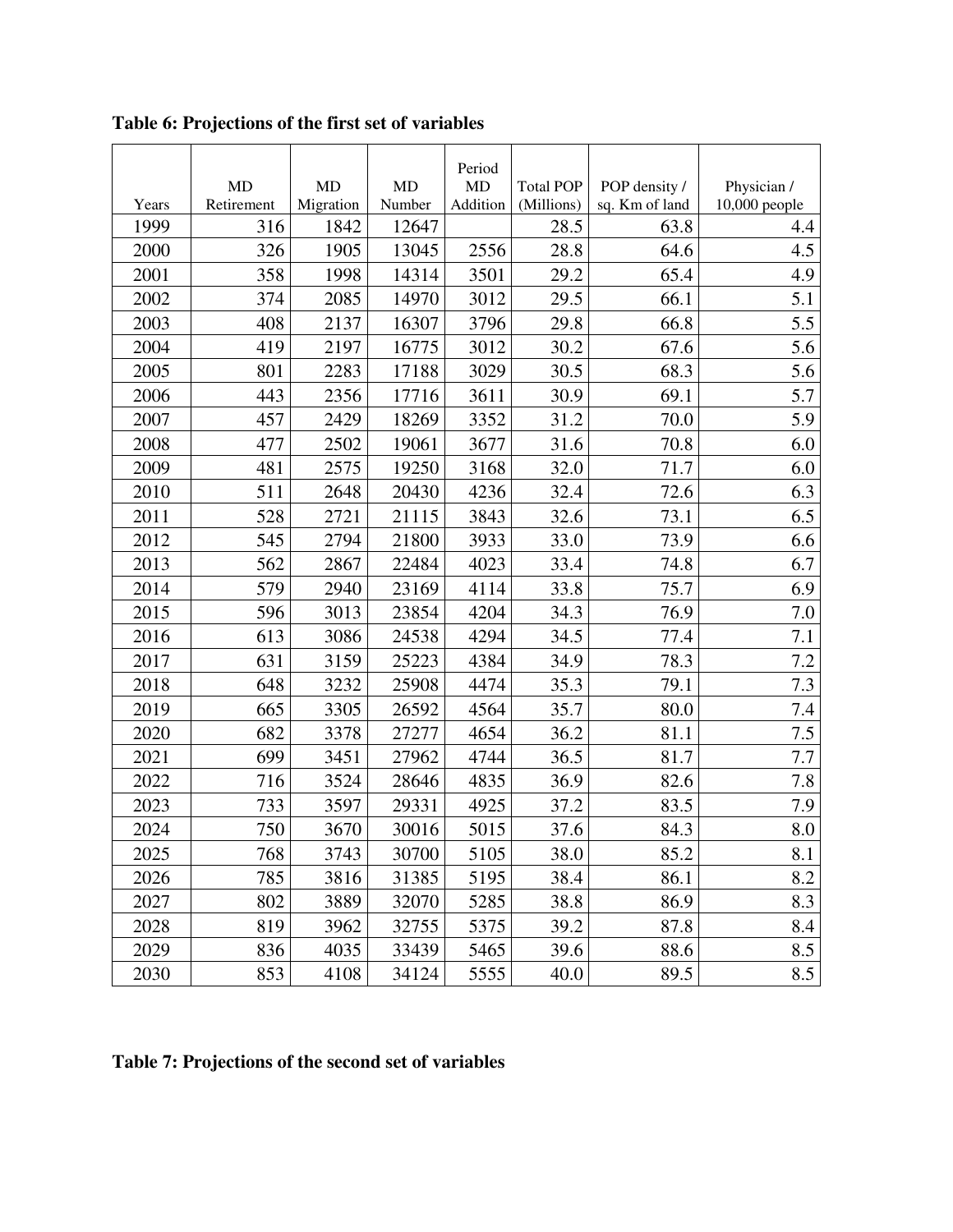**Table 6: Projections of the first set of variables**

| Years | MD Retirement | MD Migration | MD Number | Period MD Addition | Total POP (Millions) | POP density / sq. Km of land | Physician / 10,000 people |
|---|---|---|---|---|---|---|---|
| 1999 | 316 | 1842 | 12647 | | 28.5 | 63.8 | 4.4 |
| 2000 | 326 | 1905 | 13045 | 2556 | 28.8 | 64.6 | 4.5 |
| 2001 | 358 | 1998 | 14314 | 3501 | 29.2 | 65.4 | 4.9 |
| 2002 | 374 | 2085 | 14970 | 3012 | 29.5 | 66.1 | 5.1 |
| 2003 | 408 | 2137 | 16307 | 3796 | 29.8 | 66.8 | 5.5 |
| 2004 | 419 | 2197 | 16775 | 3012 | 30.2 | 67.6 | 5.6 |
| 2005 | 801 | 2283 | 17188 | 3029 | 30.5 | 68.3 | 5.6 |
| 2006 | 443 | 2356 | 17716 | 3611 | 30.9 | 69.1 | 5.7 |
| 2007 | 457 | 2429 | 18269 | 3352 | 31.2 | 70.0 | 5.9 |
| 2008 | 477 | 2502 | 19061 | 3677 | 31.6 | 70.8 | 6.0 |
| 2009 | 481 | 2575 | 19250 | 3168 | 32.0 | 71.7 | 6.0 |
| 2010 | 511 | 2648 | 20430 | 4236 | 32.4 | 72.6 | 6.3 |
| 2011 | 528 | 2721 | 21115 | 3843 | 32.6 | 73.1 | 6.5 |
| 2012 | 545 | 2794 | 21800 | 3933 | 33.0 | 73.9 | 6.6 |
| 2013 | 562 | 2867 | 22484 | 4023 | 33.4 | 74.8 | 6.7 |
| 2014 | 579 | 2940 | 23169 | 4114 | 33.8 | 75.7 | 6.9 |
| 2015 | 596 | 3013 | 23854 | 4204 | 34.3 | 76.9 | 7.0 |
| 2016 | 613 | 3086 | 24538 | 4294 | 34.5 | 77.4 | 7.1 |
| 2017 | 631 | 3159 | 25223 | 4384 | 34.9 | 78.3 | 7.2 |
| 2018 | 648 | 3232 | 25908 | 4474 | 35.3 | 79.1 | 7.3 |
| 2019 | 665 | 3305 | 26592 | 4564 | 35.7 | 80.0 | 7.4 |
| 2020 | 682 | 3378 | 27277 | 4654 | 36.2 | 81.1 | 7.5 |
| 2021 | 699 | 3451 | 27962 | 4744 | 36.5 | 81.7 | 7.7 |
| 2022 | 716 | 3524 | 28646 | 4835 | 36.9 | 82.6 | 7.8 |
| 2023 | 733 | 3597 | 29331 | 4925 | 37.2 | 83.5 | 7.9 |
| 2024 | 750 | 3670 | 30016 | 5015 | 37.6 | 84.3 | 8.0 |
| 2025 | 768 | 3743 | 30700 | 5105 | 38.0 | 85.2 | 8.1 |
| 2026 | 785 | 3816 | 31385 | 5195 | 38.4 | 86.1 | 8.2 |
| 2027 | 802 | 3889 | 32070 | 5285 | 38.8 | 86.9 | 8.3 |
| 2028 | 819 | 3962 | 32755 | 5375 | 39.2 | 87.8 | 8.4 |
| 2029 | 836 | 4035 | 33439 | 5465 | 39.6 | 88.6 | 8.5 |
| 2030 | 853 | 4108 | 34124 | 5555 | 40.0 | 89.5 | 8.5 |

**Table 7: Projections of the second set of variables**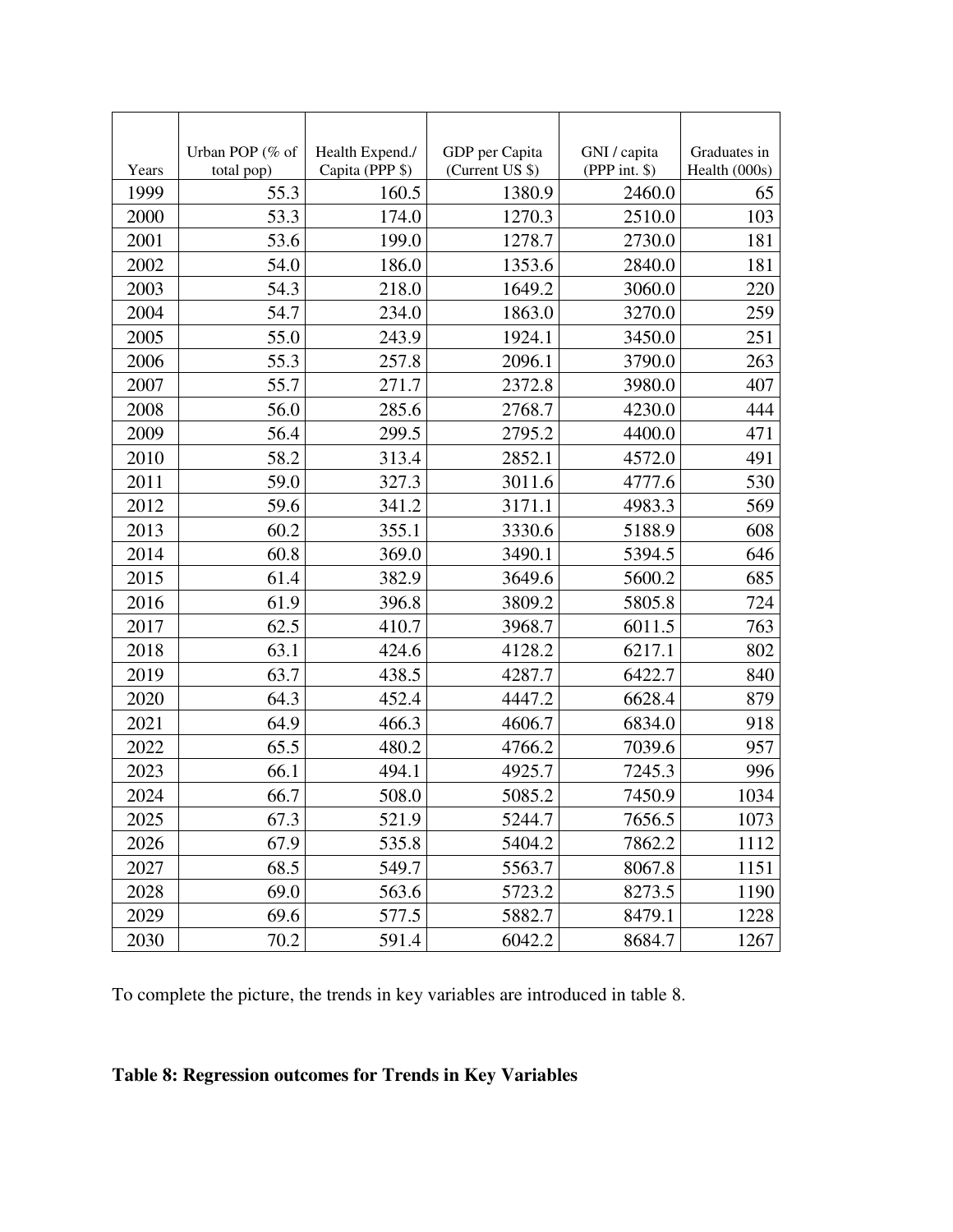| Years | Urban POP (% of total pop) | Health Expend./ Capita (PPP $) | GDP per Capita (Current US $) | GNI / capita (PPP int. $) | Graduates in Health (000s) |
|---|---|---|---|---|---|
| 1999 | 55.3 | 160.5 | 1380.9 | 2460.0 | 65 |
| 2000 | 53.3 | 174.0 | 1270.3 | 2510.0 | 103 |
| 2001 | 53.6 | 199.0 | 1278.7 | 2730.0 | 181 |
| 2002 | 54.0 | 186.0 | 1353.6 | 2840.0 | 181 |
| 2003 | 54.3 | 218.0 | 1649.2 | 3060.0 | 220 |
| 2004 | 54.7 | 234.0 | 1863.0 | 3270.0 | 259 |
| 2005 | 55.0 | 243.9 | 1924.1 | 3450.0 | 251 |
| 2006 | 55.3 | 257.8 | 2096.1 | 3790.0 | 263 |
| 2007 | 55.7 | 271.7 | 2372.8 | 3980.0 | 407 |
| 2008 | 56.0 | 285.6 | 2768.7 | 4230.0 | 444 |
| 2009 | 56.4 | 299.5 | 2795.2 | 4400.0 | 471 |
| 2010 | 58.2 | 313.4 | 2852.1 | 4572.0 | 491 |
| 2011 | 59.0 | 327.3 | 3011.6 | 4777.6 | 530 |
| 2012 | 59.6 | 341.2 | 3171.1 | 4983.3 | 569 |
| 2013 | 60.2 | 355.1 | 3330.6 | 5188.9 | 608 |
| 2014 | 60.8 | 369.0 | 3490.1 | 5394.5 | 646 |
| 2015 | 61.4 | 382.9 | 3649.6 | 5600.2 | 685 |
| 2016 | 61.9 | 396.8 | 3809.2 | 5805.8 | 724 |
| 2017 | 62.5 | 410.7 | 3968.7 | 6011.5 | 763 |
| 2018 | 63.1 | 424.6 | 4128.2 | 6217.1 | 802 |
| 2019 | 63.7 | 438.5 | 4287.7 | 6422.7 | 840 |
| 2020 | 64.3 | 452.4 | 4447.2 | 6628.4 | 879 |
| 2021 | 64.9 | 466.3 | 4606.7 | 6834.0 | 918 |
| 2022 | 65.5 | 480.2 | 4766.2 | 7039.6 | 957 |
| 2023 | 66.1 | 494.1 | 4925.7 | 7245.3 | 996 |
| 2024 | 66.7 | 508.0 | 5085.2 | 7450.9 | 1034 |
| 2025 | 67.3 | 521.9 | 5244.7 | 7656.5 | 1073 |
| 2026 | 67.9 | 535.8 | 5404.2 | 7862.2 | 1112 |
| 2027 | 68.5 | 549.7 | 5563.7 | 8067.8 | 1151 |
| 2028 | 69.0 | 563.6 | 5723.2 | 8273.5 | 1190 |
| 2029 | 69.6 | 577.5 | 5882.7 | 8479.1 | 1228 |
| 2030 | 70.2 | 591.4 | 6042.2 | 8684.7 | 1267 |

To complete the picture, the trends in key variables are introduced in table 8.

**Table 8: Regression outcomes for Trends in Key Variables**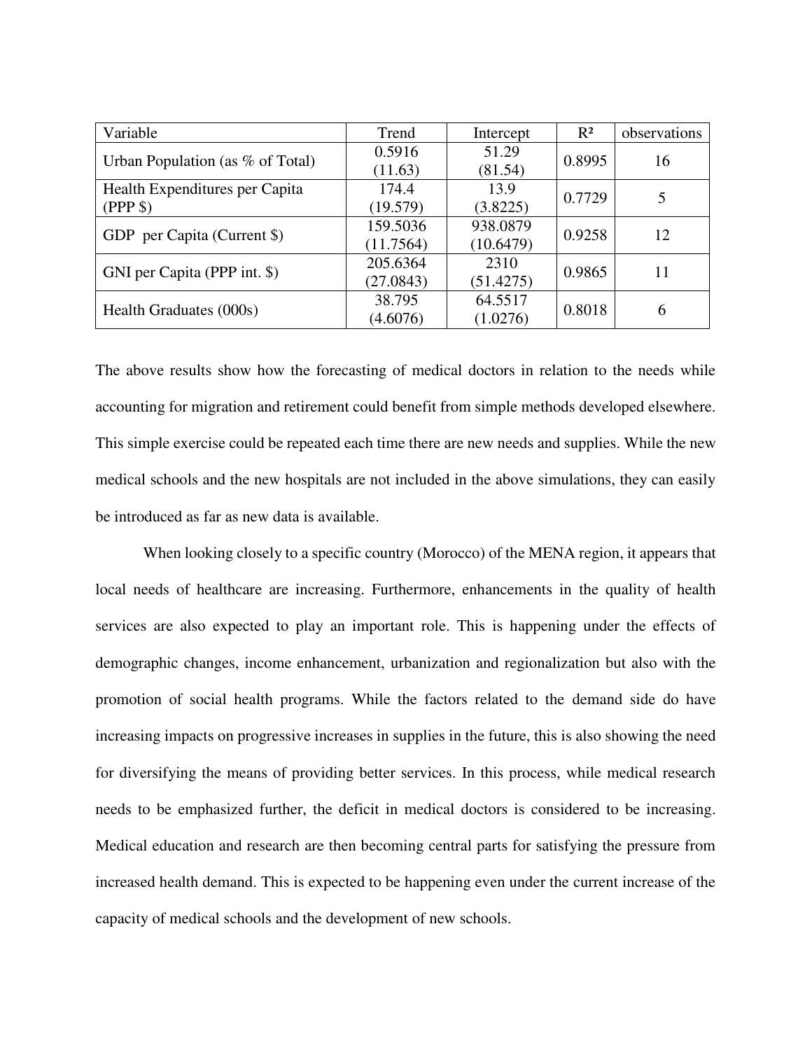| Variable | Trend | Intercept | $R^2$ | observations |
|---|---|---|---|---|
| Urban Population (as % of Total) | 0.5916 (11.63) | 51.29 (81.54) | 0.8995 | 16 |
| Health Expenditures per Capita (PPP $) | 174.4 (19.579) | 13.9 (3.8225) | 0.7729 | 5 |
| GDP per Capita (Current $) | 159.5036 (11.7564) | 938.0879 (10.6479) | 0.9258 | 12 |
| GNI per Capita (PPP int. $) | 205.6364 (27.0843) | 2310 (51.4275) | 0.9865 | 11 |
| Health Graduates (000s) | 38.795 (4.6076) | 64.5517 (1.0276) | 0.8018 | 6 |

The above results show how the forecasting of medical doctors in relation to the needs while accounting for migration and retirement could benefit from simple methods developed elsewhere. This simple exercise could be repeated each time there are new needs and supplies. While the new medical schools and the new hospitals are not included in the above simulations, they can easily be introduced as far as new data is available.

When looking closely to a specific country (Morocco) of the MENA region, it appears that local needs of healthcare are increasing. Furthermore, enhancements in the quality of health services are also expected to play an important role. This is happening under the effects of demographic changes, income enhancement, urbanization and regionalization but also with the promotion of social health programs. While the factors related to the demand side do have increasing impacts on progressive increases in supplies in the future, this is also showing the need for diversifying the means of providing better services. In this process, while medical research needs to be emphasized further, the deficit in medical doctors is considered to be increasing. Medical education and research are then becoming central parts for satisfying the pressure from increased health demand. This is expected to be happening even under the current increase of the capacity of medical schools and the development of new schools.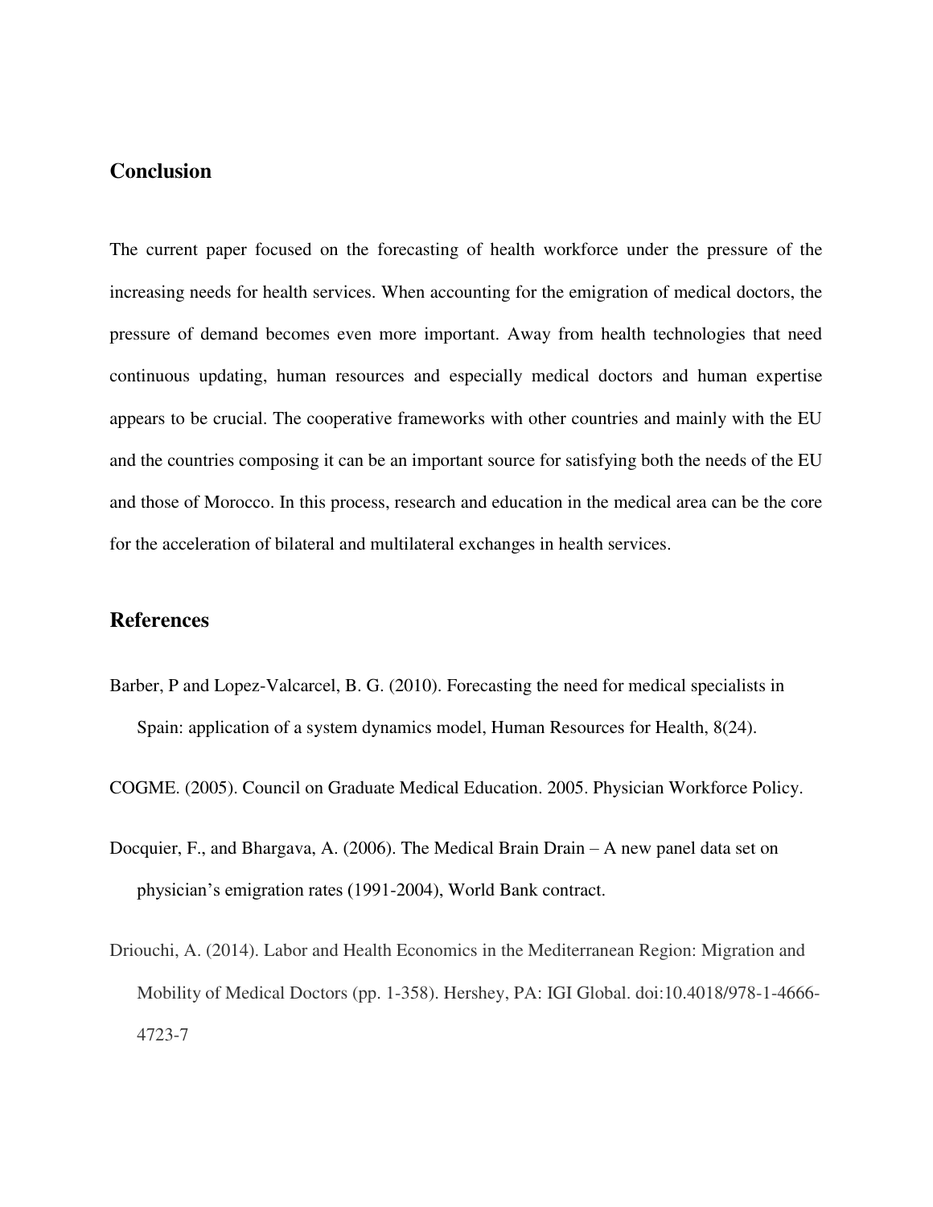## Conclusion

The current paper focused on the forecasting of health workforce under the pressure of the increasing needs for health services. When accounting for the emigration of medical doctors, the pressure of demand becomes even more important. Away from health technologies that need continuous updating, human resources and especially medical doctors and human expertise appears to be crucial. The cooperative frameworks with other countries and mainly with the EU and the countries composing it can be an important source for satisfying both the needs of the EU and those of Morocco. In this process, research and education in the medical area can be the core for the acceleration of bilateral and multilateral exchanges in health services.

## References

Barber, P and Lopez-Valcarcel, B. G. (2010). Forecasting the need for medical specialists in Spain: application of a system dynamics model, Human Resources for Health, 8(24).

COGME. (2005). Council on Graduate Medical Education. 2005. Physician Workforce Policy.

Docquier, F., and Bhargava, A. (2006). The Medical Brain Drain – A new panel data set on physician's emigration rates (1991-2004), World Bank contract.

Driouchi, A. (2014). Labor and Health Economics in the Mediterranean Region: Migration and Mobility of Medical Doctors (pp. 1-358). Hershey, PA: IGI Global. doi:10.4018/978-1-4666-4723-7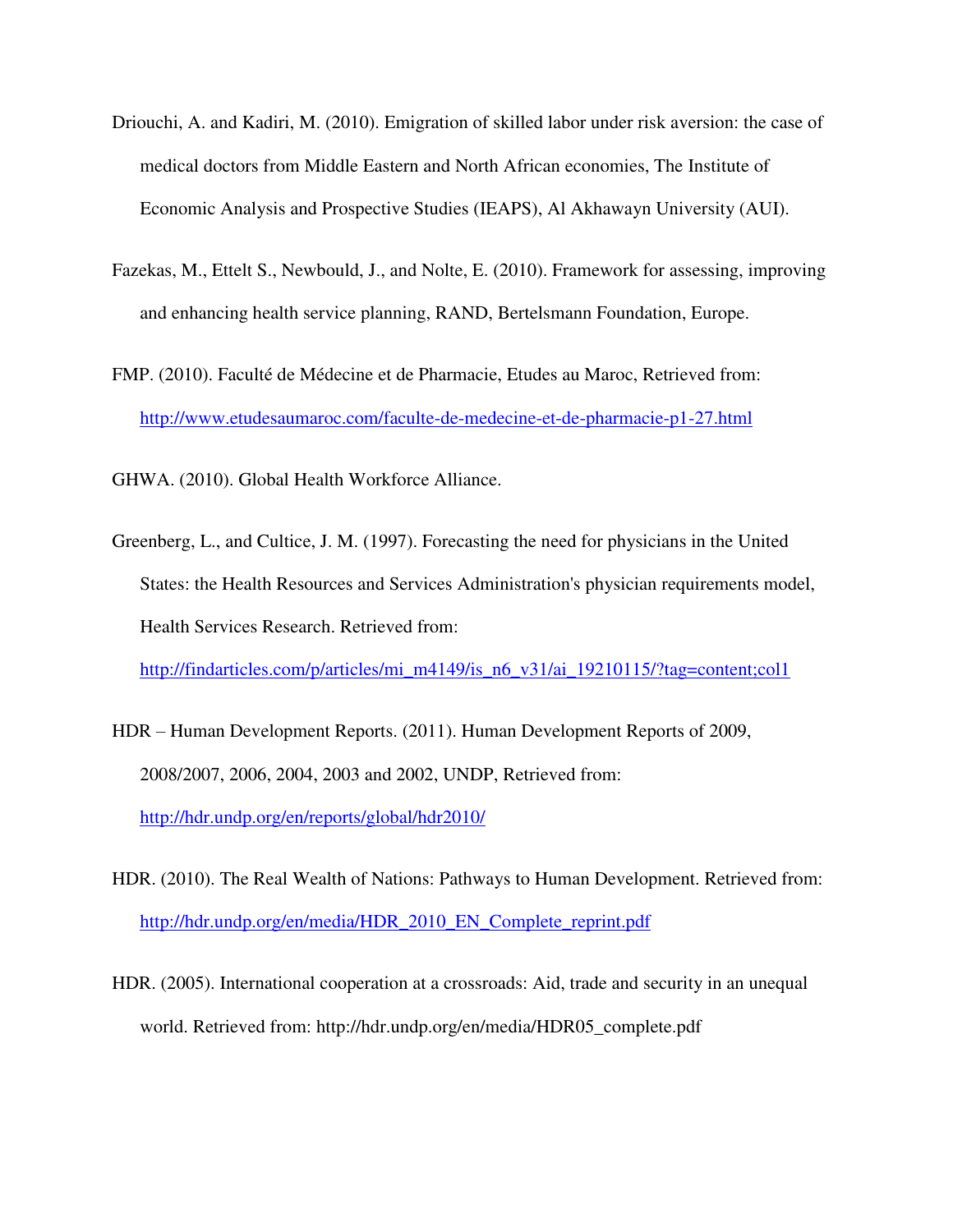Driouchi, A. and Kadiri, M. (2010). Emigration of skilled labor under risk aversion: the case of medical doctors from Middle Eastern and North African economies, The Institute of Economic Analysis and Prospective Studies (IEAPS), Al Akhawayn University (AUI).

Fazekas, M., Ettelt S., Newbould, J., and Nolte, E. (2010). Framework for assessing, improving and enhancing health service planning, RAND, Bertelsmann Foundation, Europe.

FMP. (2010). Faculté de Médecine et de Pharmacie, Etudes au Maroc, Retrieved from: http://www.etudesaumaroc.com/faculte-de-medecine-et-de-pharmacie-p1-27.html

GHWA. (2010). Global Health Workforce Alliance.

Greenberg, L., and Cultice, J. M. (1997). Forecasting the need for physicians in the United States: the Health Resources and Services Administration's physician requirements model, Health Services Research. Retrieved from: http://findarticles.com/p/articles/mi_m4149/is_n6_v31/ai_19210115/?tag=content;col1

HDR – Human Development Reports. (2011). Human Development Reports of 2009, 2008/2007, 2006, 2004, 2003 and 2002, UNDP, Retrieved from: http://hdr.undp.org/en/reports/global/hdr2010/

HDR. (2010). The Real Wealth of Nations: Pathways to Human Development. Retrieved from: http://hdr.undp.org/en/media/HDR_2010_EN_Complete_reprint.pdf

HDR. (2005). International cooperation at a crossroads: Aid, trade and security in an unequal world. Retrieved from: http://hdr.undp.org/en/media/HDR05_complete.pdf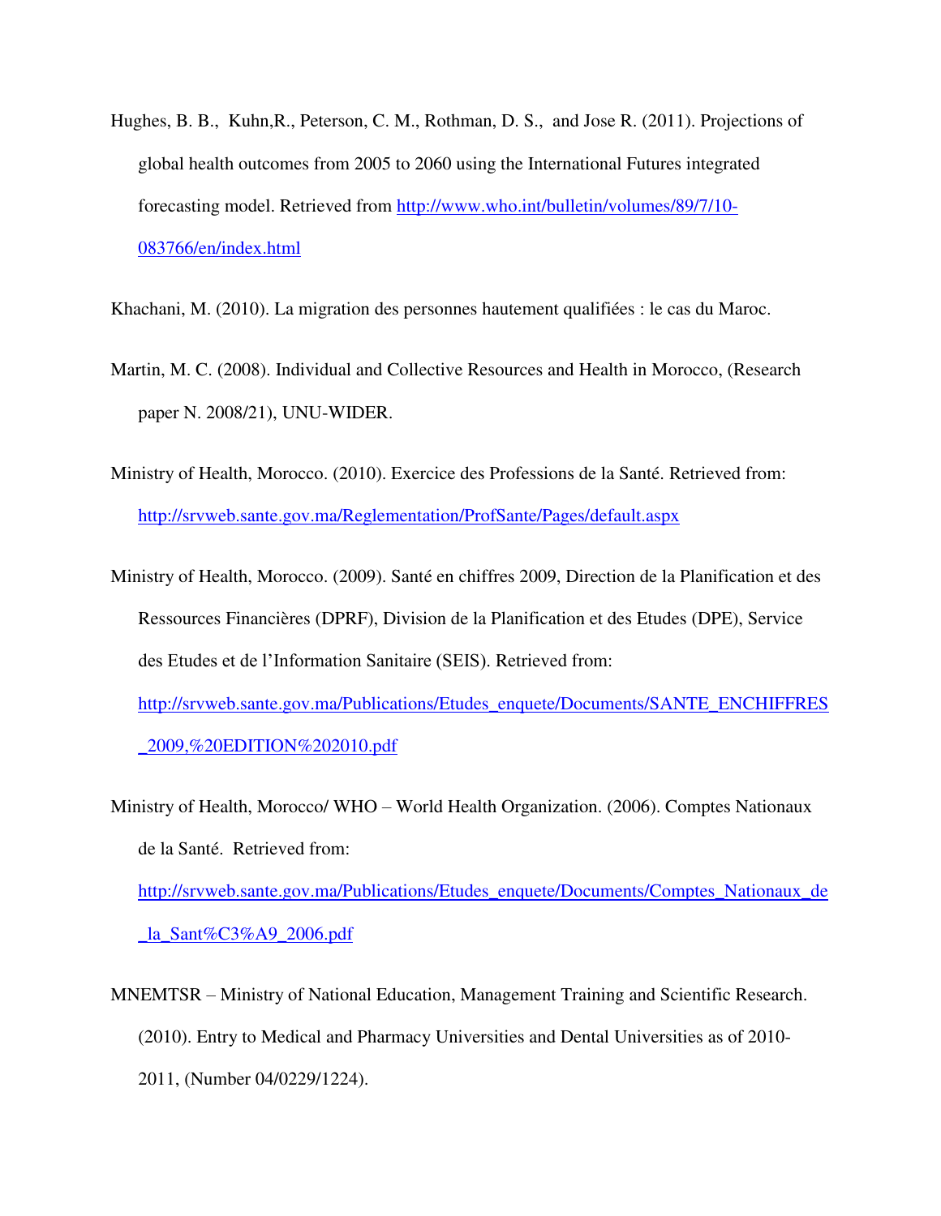Hughes, B. B., Kuhn,R., Peterson, C. M., Rothman, D. S., and Jose R. (2011). Projections of global health outcomes from 2005 to 2060 using the International Futures integrated forecasting model. Retrieved from http://www.who.int/bulletin/volumes/89/7/10-083766/en/index.html

Khachani, M. (2010). La migration des personnes hautement qualifiées : le cas du Maroc.

Martin, M. C. (2008). Individual and Collective Resources and Health in Morocco, (Research paper N. 2008/21), UNU-WIDER.

Ministry of Health, Morocco. (2010). Exercice des Professions de la Santé. Retrieved from: http://srvweb.sante.gov.ma/Reglementation/ProfSante/Pages/default.aspx

Ministry of Health, Morocco. (2009). Santé en chiffres 2009, Direction de la Planification et des Ressources Financières (DPRF), Division de la Planification et des Etudes (DPE), Service des Etudes et de l'Information Sanitaire (SEIS). Retrieved from: http://srvweb.sante.gov.ma/Publications/Etudes_enquete/Documents/SANTE_ENCHIFFRES_2009,%20EDITION%202010.pdf

Ministry of Health, Morocco/ WHO – World Health Organization. (2006). Comptes Nationaux de la Santé. Retrieved from: http://srvweb.sante.gov.ma/Publications/Etudes_enquete/Documents/Comptes_Nationaux_de_la_Sant%C3%A9_2006.pdf

MNEMTSR – Ministry of National Education, Management Training and Scientific Research. (2010). Entry to Medical and Pharmacy Universities and Dental Universities as of 2010-2011, (Number 04/0229/1224).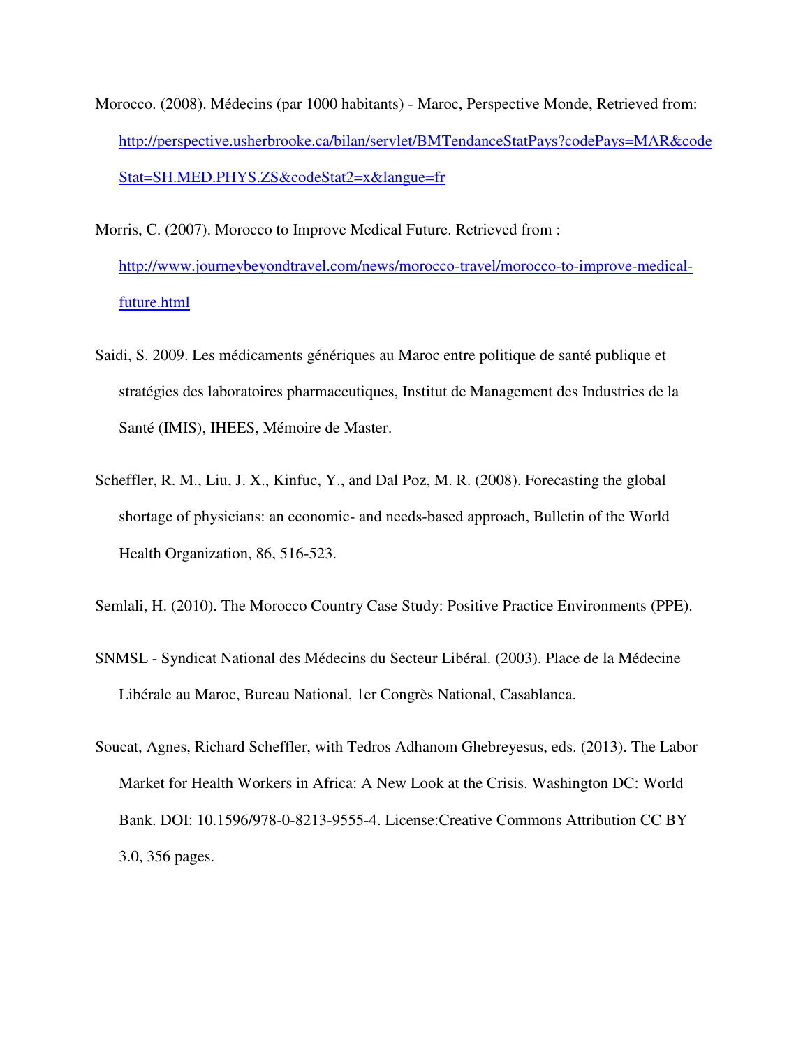Morocco. (2008). Médecins (par 1000 habitants) - Maroc, Perspective Monde, Retrieved from: http://perspective.usherbrooke.ca/bilan/servlet/BMTendanceStatPays?codePays=MAR&codeStat=SH.MED.PHYS.ZS&codeStat2=x&langue=fr

Morris, C. (2007). Morocco to Improve Medical Future. Retrieved from : http://www.journeybeyondtravel.com/news/morocco-travel/morocco-to-improve-medical-future.html

Saidi, S. 2009. Les médicaments génériques au Maroc entre politique de santé publique et stratégies des laboratoires pharmaceutiques, Institut de Management des Industries de la Santé (IMIS), IHEES, Mémoire de Master.

Scheffler, R. M., Liu, J. X., Kinfuc, Y., and Dal Poz, M. R. (2008). Forecasting the global shortage of physicians: an economic- and needs-based approach, Bulletin of the World Health Organization, 86, 516-523.

Semlali, H. (2010). The Morocco Country Case Study: Positive Practice Environments (PPE).

SNMSL - Syndicat National des Médecins du Secteur Libéral. (2003). Place de la Médecine Libérale au Maroc, Bureau National, 1er Congrès National, Casablanca.

Soucat, Agnes, Richard Scheffler, with Tedros Adhanom Ghebreyesus, eds. (2013). The Labor Market for Health Workers in Africa: A New Look at the Crisis. Washington DC: World Bank. DOI: 10.1596/978-0-8213-9555-4. License:Creative Commons Attribution CC BY 3.0, 356 pages.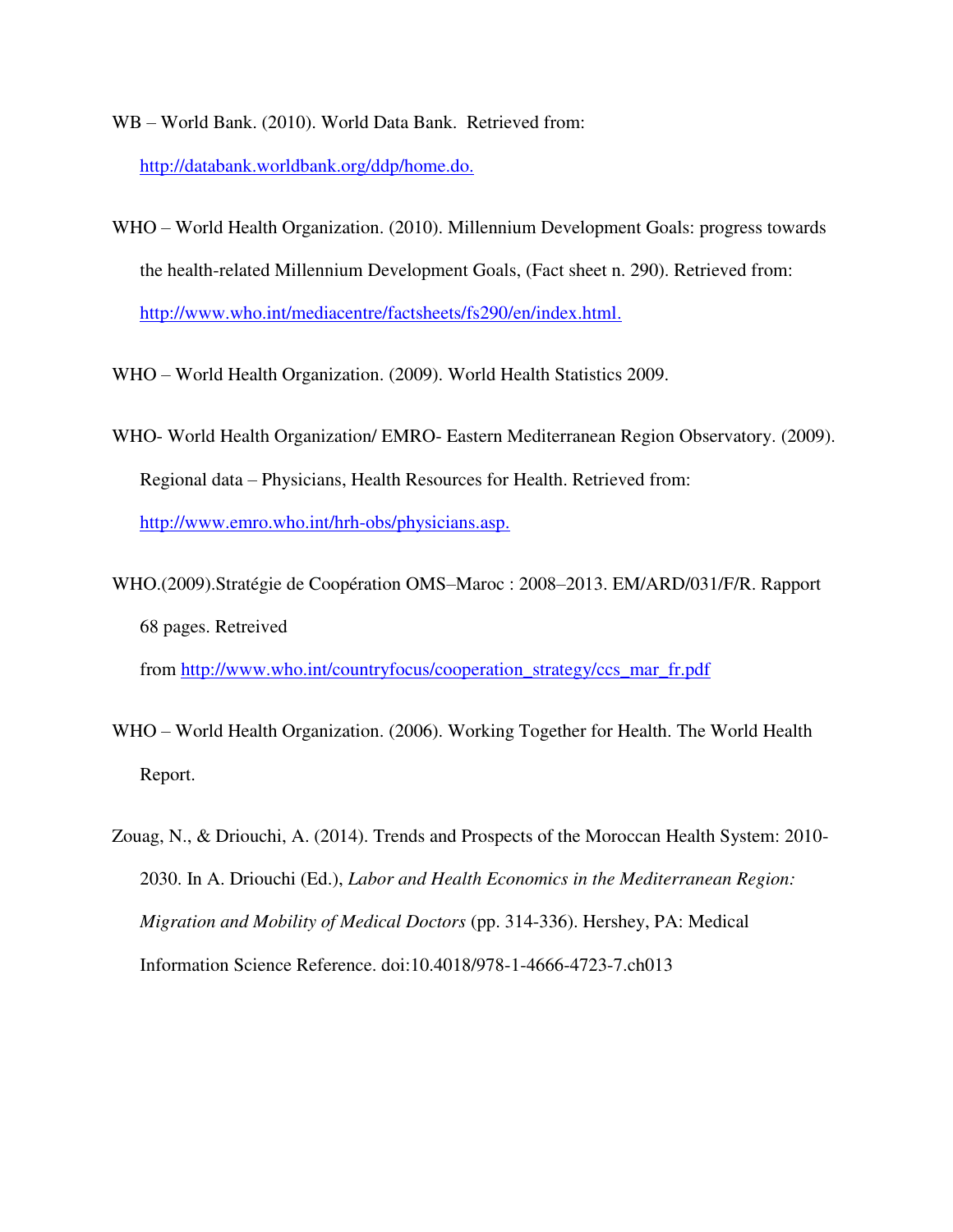WB – World Bank. (2010). World Data Bank. Retrieved from: http://databank.worldbank.org/ddp/home.do.

WHO – World Health Organization. (2010). Millennium Development Goals: progress towards the health-related Millennium Development Goals, (Fact sheet n. 290). Retrieved from: http://www.who.int/mediacentre/factsheets/fs290/en/index.html.

WHO – World Health Organization. (2009). World Health Statistics 2009.

WHO- World Health Organization/ EMRO- Eastern Mediterranean Region Observatory. (2009). Regional data – Physicians, Health Resources for Health. Retrieved from: http://www.emro.who.int/hrh-obs/physicians.asp.

WHO.(2009).Stratégie de Coopération OMS–Maroc : 2008–2013. EM/ARD/031/F/R. Rapport 68 pages. Retreived from http://www.who.int/countryfocus/cooperation_strategy/ccs_mar_fr.pdf

WHO – World Health Organization. (2006). Working Together for Health. The World Health Report.

Zouag, N., & Driouchi, A. (2014). Trends and Prospects of the Moroccan Health System: 2010-2030. In A. Driouchi (Ed.), *Labor and Health Economics in the Mediterranean Region: Migration and Mobility of Medical Doctors* (pp. 314-336). Hershey, PA: Medical Information Science Reference. doi:10.4018/978-1-4666-4723-7.ch013